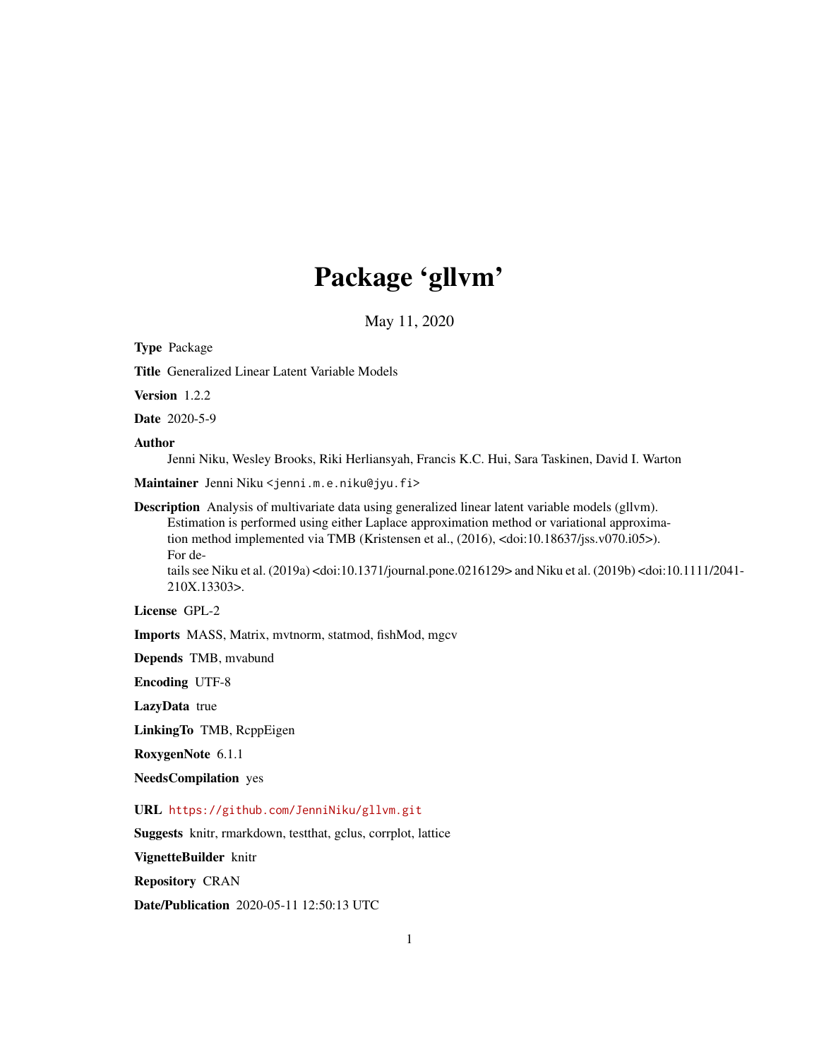# Package 'gllvm'

May 11, 2020

**Type** Package

**Title** Generalized Linear Latent Variable Models

**Version** 1.2.2

**Date** 2020-5-9

**Author** Jenni Niku, Wesley Brooks, Riki Herliansyah, Francis K.C. Hui, Sara Taskinen, David I. Warton

**Maintainer** Jenni Niku <jenni.m.e.niku@jyu.fi>

**Description** Analysis of multivariate data using generalized linear latent variable models (gllvm). Estimation is performed using either Laplace approximation method or variational approximation method implemented via TMB (Kristensen et al., (2016), <doi:10.18637/jss.v070.i05>). For details see Niku et al. (2019a) <doi:10.1371/journal.pone.0216129> and Niku et al. (2019b) <doi:10.1111/2041-210X.13303>.

**License** GPL-2

**Imports** MASS, Matrix, mvtnorm, statmod, fishMod, mgcv

**Depends** TMB, mvabund

**Encoding** UTF-8

**LazyData** true

**LinkingTo** TMB, RcppEigen

**RoxygenNote** 6.1.1

**NeedsCompilation** yes

**URL** https://github.com/JenniNiku/gllvm.git

**Suggests** knitr, rmarkdown, testthat, gclus, corrplot, lattice

**VignetteBuilder** knitr

**Repository** CRAN

**Date/Publication** 2020-05-11 12:50:13 UTC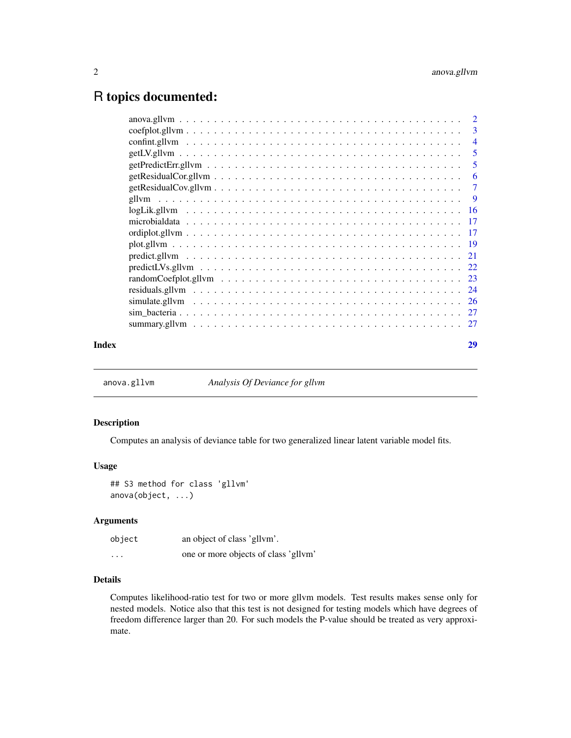# R topics documented:

| | |
|---|---|
| anova.gllvm | 2 |
| coefplot.gllvm | 3 |
| confint.gllvm | 4 |
| getLV.gllvm | 5 |
| getPredictErr.gllvm | 5 |
| getResidualCor.gllvm | 6 |
| getResidualCov.gllvm | 7 |
| gllvm | 9 |
| logLik.gllvm | 16 |
| microbialdata | 17 |
| ordiplot.gllvm | 17 |
| plot.gllvm | 19 |
| predict.gllvm | 21 |
| predictLVs.gllvm | 22 |
| randomCoefplot.gllvm | 23 |
| residuals.gllvm | 24 |
| simulate.gllvm | 26 |
| sim_bacteria | 27 |
| summary.gllvm | 27 |
| **Index** | **29** |

---

anova.gllvm — *Analysis Of Deviance for gllvm*

---

### Description

Computes an analysis of deviance table for two generalized linear latent variable model fits.

### Usage

```
## S3 method for class 'gllvm'
anova(object, ...)
```

### Arguments

| | |
|---|---|
| `object` | an object of class 'gllvm'. |
| `...` | one or more objects of class 'gllvm' |

### Details

Computes likelihood-ratio test for two or more gllvm models. Test results makes sense only for nested models. Notice also that this test is not designed for testing models which have degrees of freedom difference larger than 20. For such models the P-value should be treated as very approximate.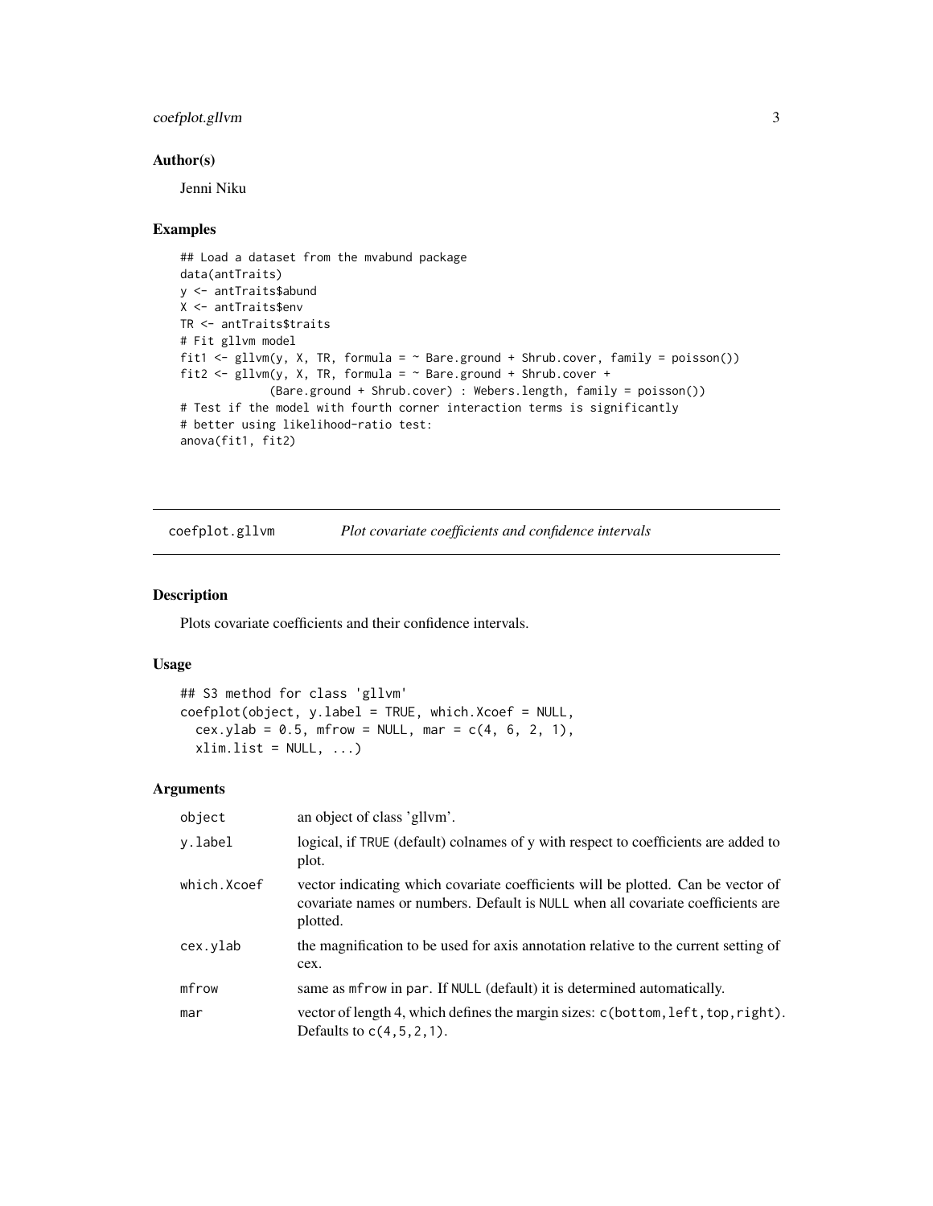## Author(s)

Jenni Niku

## Examples

```
## Load a dataset from the mvabund package
data(antTraits)
y <- antTraits$abund
X <- antTraits$env
TR <- antTraits$traits
# Fit gllvm model
fit1 <- gllvm(y, X, TR, formula = ~ Bare.ground + Shrub.cover, family = poisson())
fit2 <- gllvm(y, X, TR, formula = ~ Bare.ground + Shrub.cover +
             (Bare.ground + Shrub.cover) : Webers.length, family = poisson())
# Test if the model with fourth corner interaction terms is significantly
# better using likelihood-ratio test:
anova(fit1, fit2)
```

---

# coefplot.gllvm *Plot covariate coefficients and confidence intervals*

## Description

Plots covariate coefficients and their confidence intervals.

## Usage

```
## S3 method for class 'gllvm'
coefplot(object, y.label = TRUE, which.Xcoef = NULL,
  cex.ylab = 0.5, mfrow = NULL, mar = c(4, 6, 2, 1),
  xlim.list = NULL, ...)
```

## Arguments

| | |
|---|---|
| object | an object of class 'gllvm'. |
| y.label | logical, if TRUE (default) colnames of y with respect to coefficients are added to plot. |
| which.Xcoef | vector indicating which covariate coefficients will be plotted. Can be vector of covariate names or numbers. Default is NULL when all covariate coefficients are plotted. |
| cex.ylab | the magnification to be used for axis annotation relative to the current setting of cex. |
| mfrow | same as mfrow in par. If NULL (default) it is determined automatically. |
| mar | vector of length 4, which defines the margin sizes: c(bottom,left,top,right). Defaults to c(4,5,2,1). |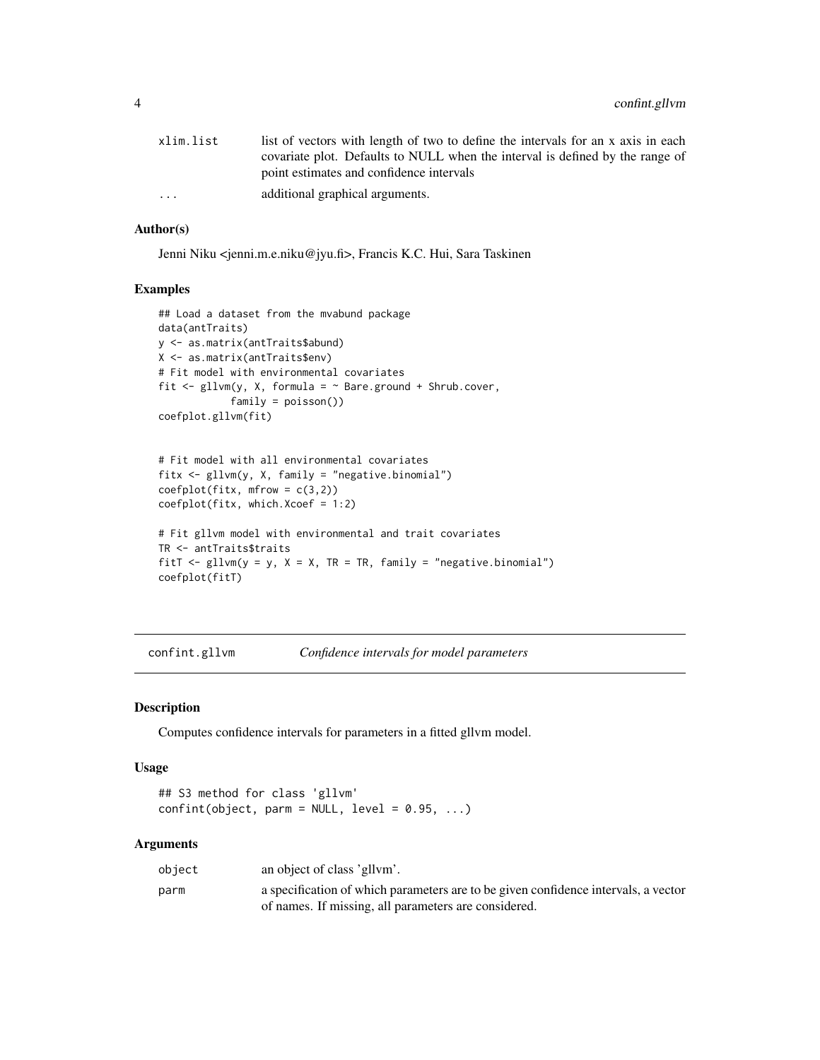| | |
|---|---|
| xlim.list | list of vectors with length of two to define the intervals for an x axis in each covariate plot. Defaults to NULL when the interval is defined by the range of point estimates and confidence intervals |
| ... | additional graphical arguments. |

### Author(s)

Jenni Niku <jenni.m.e.niku@jyu.fi>, Francis K.C. Hui, Sara Taskinen

### Examples

```
## Load a dataset from the mvabund package
data(antTraits)
y <- as.matrix(antTraits$abund)
X <- as.matrix(antTraits$env)
# Fit model with environmental covariates
fit <- gllvm(y, X, formula = ~ Bare.ground + Shrub.cover,
             family = poisson())
coefplot.gllvm(fit)


# Fit model with all environmental covariates
fitx <- gllvm(y, X, family = "negative.binomial")
coefplot(fitx, mfrow = c(3,2))
coefplot(fitx, which.Xcoef = 1:2)

# Fit gllvm model with environmental and trait covariates
TR <- antTraits$traits
fitT <- gllvm(y = y, X = X, TR = TR, family = "negative.binomial")
coefplot(fitT)
```

---

## confint.gllvm *Confidence intervals for model parameters*

### Description

Computes confidence intervals for parameters in a fitted gllvm model.

### Usage

```
## S3 method for class 'gllvm'
confint(object, parm = NULL, level = 0.95, ...)
```

### Arguments

| | |
|---|---|
| object | an object of class 'gllvm'. |
| parm | a specification of which parameters are to be given confidence intervals, a vector of names. If missing, all parameters are considered. |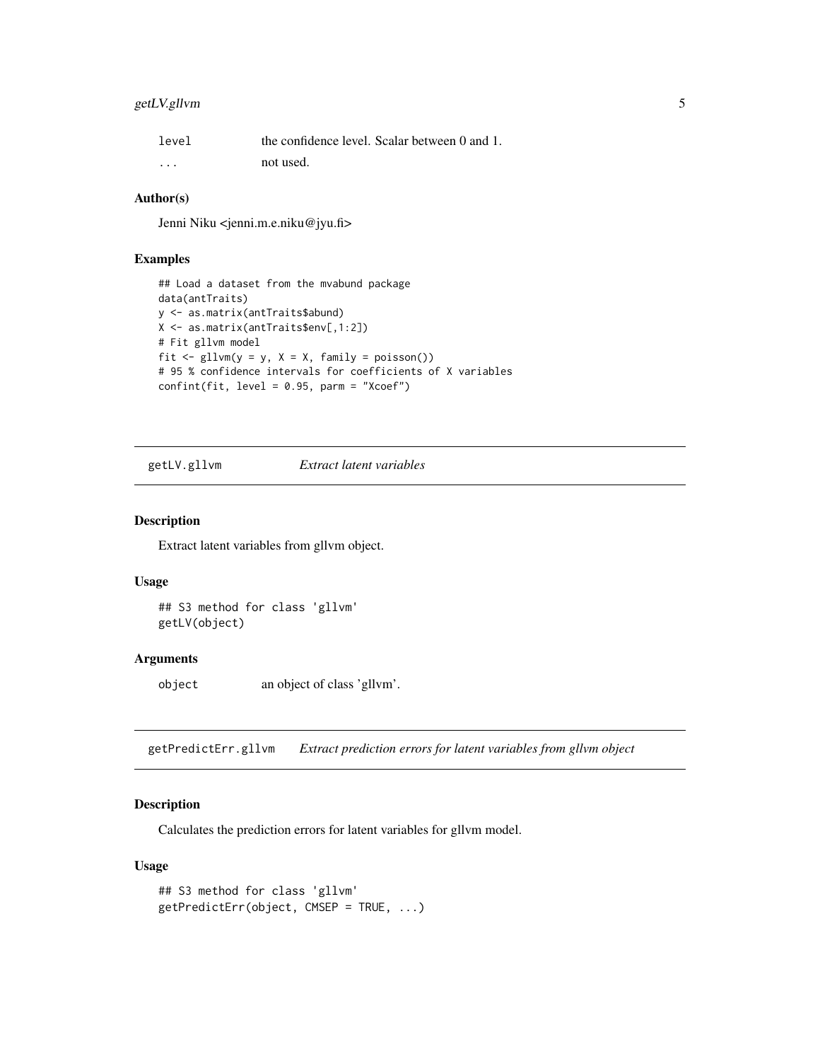| | |
|---|---|
| level | the confidence level. Scalar between 0 and 1. |
| ... | not used. |

### Author(s)

Jenni Niku <jenni.m.e.niku@jyu.fi>

### Examples

```
## Load a dataset from the mvabund package
data(antTraits)
y <- as.matrix(antTraits$abund)
X <- as.matrix(antTraits$env[,1:2])
# Fit gllvm model
fit <- gllvm(y = y, X = X, family = poisson())
# 95 % confidence intervals for coefficients of X variables
confint(fit, level = 0.95, parm = "Xcoef")
```

## getLV.gllvm *Extract latent variables*

### Description

Extract latent variables from gllvm object.

### Usage

```
## S3 method for class 'gllvm'
getLV(object)
```

### Arguments

| | |
|---|---|
| object | an object of class 'gllvm'. |

## getPredictErr.gllvm *Extract prediction errors for latent variables from gllvm object*

### Description

Calculates the prediction errors for latent variables for gllvm model.

### Usage

```
## S3 method for class 'gllvm'
getPredictErr(object, CMSEP = TRUE, ...)
```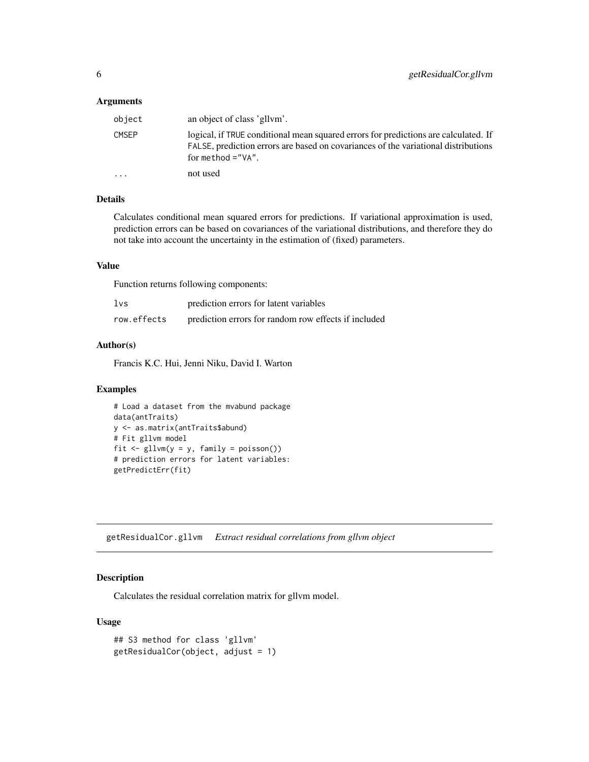### Arguments

| | |
|---|---|
| object | an object of class 'gllvm'. |
| CMSEP | logical, if TRUE conditional mean squared errors for predictions are calculated. If FALSE, prediction errors are based on covariances of the variational distributions for method ="VA". |
| ... | not used |

### Details

Calculates conditional mean squared errors for predictions. If variational approximation is used, prediction errors can be based on covariances of the variational distributions, and therefore they do not take into account the uncertainty in the estimation of (fixed) parameters.

### Value

Function returns following components:

| | |
|---|---|
| lvs | prediction errors for latent variables |
| row.effects | prediction errors for random row effects if included |

### Author(s)

Francis K.C. Hui, Jenni Niku, David I. Warton

### Examples

```
# Load a dataset from the mvabund package
data(antTraits)
y <- as.matrix(antTraits$abund)
# Fit gllvm model
fit <- gllvm(y = y, family = poisson())
# prediction errors for latent variables:
getPredictErr(fit)
```

---

## getResidualCor.gllvm *Extract residual correlations from gllvm object*

### Description

Calculates the residual correlation matrix for gllvm model.

### Usage

```
## S3 method for class 'gllvm'
getResidualCor(object, adjust = 1)
```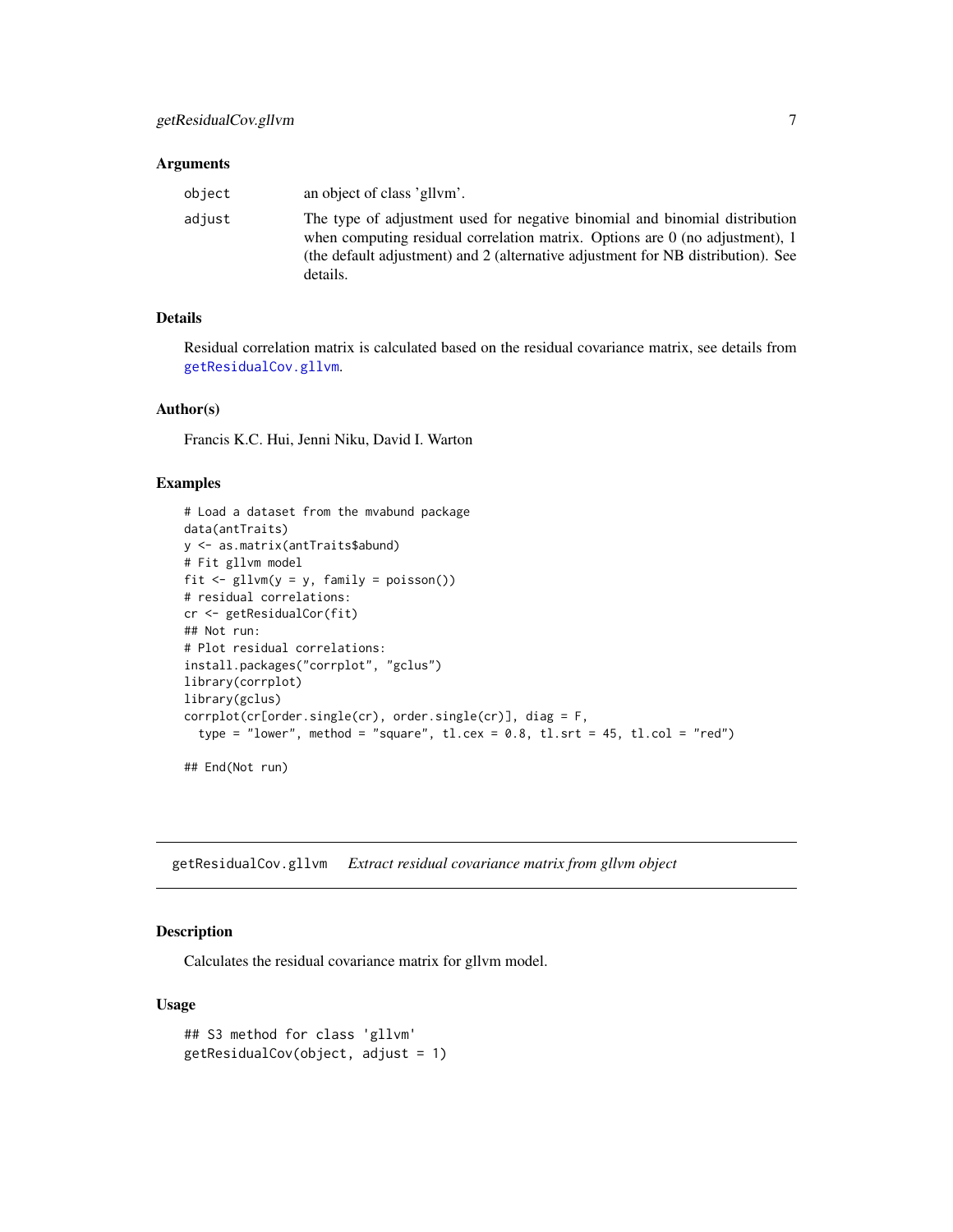### Arguments

| | |
|---|---|
| `object` | an object of class 'gllvm'. |
| `adjust` | The type of adjustment used for negative binomial and binomial distribution when computing residual correlation matrix. Options are 0 (no adjustment), 1 (the default adjustment) and 2 (alternative adjustment for NB distribution). See details. |

### Details

Residual correlation matrix is calculated based on the residual covariance matrix, see details from `getResidualCov.gllvm`.

### Author(s)

Francis K.C. Hui, Jenni Niku, David I. Warton

### Examples

```
# Load a dataset from the mvabund package
data(antTraits)
y <- as.matrix(antTraits$abund)
# Fit gllvm model
fit <- gllvm(y = y, family = poisson())
# residual correlations:
cr <- getResidualCor(fit)
## Not run:
# Plot residual correlations:
install.packages("corrplot", "gclus")
library(corrplot)
library(gclus)
corrplot(cr[order.single(cr), order.single(cr)], diag = F,
  type = "lower", method = "square", tl.cex = 0.8, tl.srt = 45, tl.col = "red")

## End(Not run)
```

---

## getResidualCov.gllvm *Extract residual covariance matrix from gllvm object*

### Description

Calculates the residual covariance matrix for gllvm model.

### Usage

```
## S3 method for class 'gllvm'
getResidualCov(object, adjust = 1)
```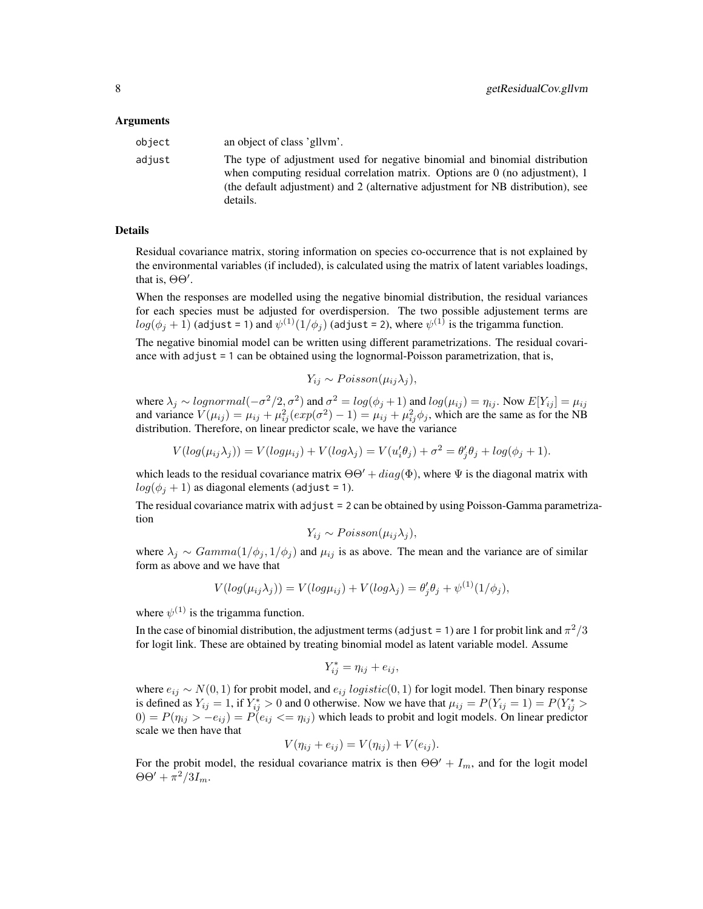### Arguments

| | |
|---|---|
| `object` | an object of class 'gllvm'. |
| `adjust` | The type of adjustment used for negative binomial and binomial distribution when computing residual correlation matrix. Options are 0 (no adjustment), 1 (the default adjustment) and 2 (alternative adjustment for NB distribution), see details. |

### Details

Residual covariance matrix, storing information on species co-occurrence that is not explained by the environmental variables (if included), is calculated using the matrix of latent variables loadings, that is, $\Theta\Theta'$.

When the responses are modelled using the negative binomial distribution, the residual variances for each species must be adjusted for overdispersion. The two possible adjustement terms are $log(\phi_j + 1)$ (`adjust = 1`) and $\psi^{(1)}(1/\phi_j)$ (`adjust = 2`), where $\psi^{(1)}$ is the trigamma function.

The negative binomial model can be written using different parametrizations. The residual covariance with `adjust = 1` can be obtained using the lognormal-Poisson parametrization, that is,

$$Y_{ij} \sim Poisson(\mu_{ij}\lambda_j),$$

where $\lambda_j \sim lognormal(-\sigma^2/2, \sigma^2)$ and $\sigma^2 = log(\phi_j + 1)$ and $log(\mu_{ij}) = \eta_{ij}$. Now $E[Y_{ij}] = \mu_{ij}$ and variance $V(\mu_{ij}) = \mu_{ij} + \mu_{ij}^2(exp(\sigma^2) - 1) = \mu_{ij} + \mu_{ij}^2\phi_j$, which are the same as for the NB distribution. Therefore, on linear predictor scale, we have the variance

$$V(log(\mu_{ij}\lambda_j)) = V(log\mu_{ij}) + V(log\lambda_j) = V(u_i'\theta_j) + \sigma^2 = \theta_j'\theta_j + log(\phi_j + 1).$$

which leads to the residual covariance matrix $\Theta\Theta' + diag(\Phi)$, where $\Psi$ is the diagonal matrix with $log(\phi_j + 1)$ as diagonal elements (`adjust = 1`).

The residual covariance matrix with `adjust = 2` can be obtained by using Poisson-Gamma parametrization

$$Y_{ij} \sim Poisson(\mu_{ij}\lambda_j),$$

where $\lambda_j \sim Gamma(1/\phi_j, 1/\phi_j)$ and $\mu_{ij}$ is as above. The mean and the variance are of similar form as above and we have that

$$V(log(\mu_{ij}\lambda_j)) = V(log\mu_{ij}) + V(log\lambda_j) = \theta_j'\theta_j + \psi^{(1)}(1/\phi_j),$$

where $\psi^{(1)}$ is the trigamma function.

In the case of binomial distribution, the adjustment terms (`adjust = 1`) are 1 for probit link and $\pi^2/3$ for logit link. These are obtained by treating binomial model as latent variable model. Assume

$$Y_{ij}^* = \eta_{ij} + e_{ij},$$

where $e_{ij} \sim N(0, 1)$ for probit model, and $e_{ij}$ $logistic(0, 1)$ for logit model. Then binary response is defined as $Y_{ij} = 1$, if $Y_{ij}^* > 0$ and 0 otherwise. Now we have that $\mu_{ij} = P(Y_{ij} = 1) = P(Y_{ij}^* > 0) = P(\eta_{ij} > -e_{ij}) = P(e_{ij} <= \eta_{ij})$ which leads to probit and logit models. On linear predictor scale we then have that

$$V(\eta_{ij} + e_{ij}) = V(\eta_{ij}) + V(e_{ij}).$$

For the probit model, the residual covariance matrix is then $\Theta\Theta' + I_m$, and for the logit model $\Theta\Theta' + \pi^2/3I_m$.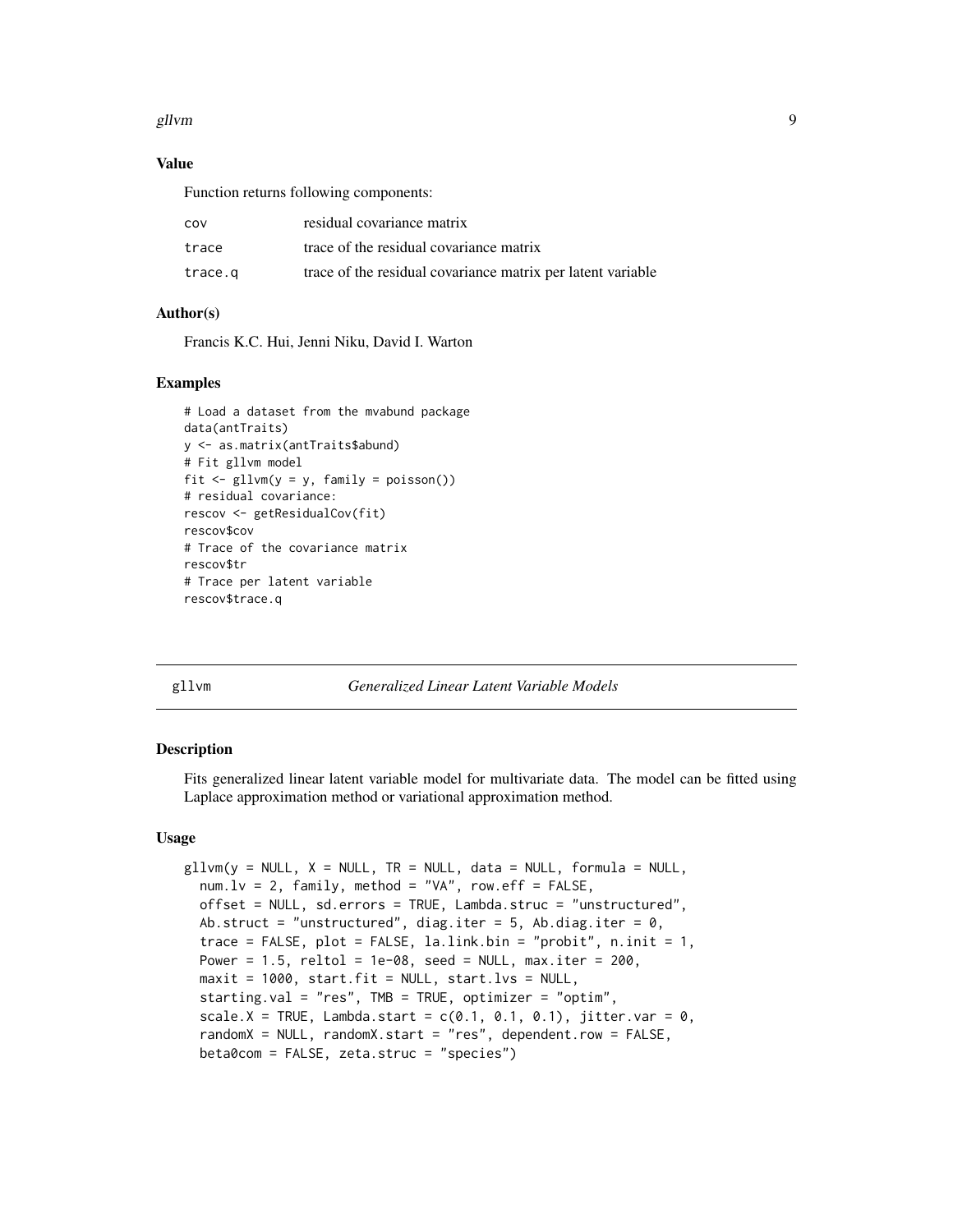### Value

Function returns following components:

| | |
|---|---|
| cov | residual covariance matrix |
| trace | trace of the residual covariance matrix |
| trace.q | trace of the residual covariance matrix per latent variable |

### Author(s)

Francis K.C. Hui, Jenni Niku, David I. Warton

### Examples

```
# Load a dataset from the mvabund package
data(antTraits)
y <- as.matrix(antTraits$abund)
# Fit gllvm model
fit <- gllvm(y = y, family = poisson())
# residual covariance:
rescov <- getResidualCov(fit)
rescov$cov
# Trace of the covariance matrix
rescov$tr
# Trace per latent variable
rescov$trace.q
```

---

## gllvm — *Generalized Linear Latent Variable Models*

### Description

Fits generalized linear latent variable model for multivariate data. The model can be fitted using Laplace approximation method or variational approximation method.

### Usage

```
gllvm(y = NULL, X = NULL, TR = NULL, data = NULL, formula = NULL,
  num.lv = 2, family, method = "VA", row.eff = FALSE,
  offset = NULL, sd.errors = TRUE, Lambda.struc = "unstructured",
  Ab.struct = "unstructured", diag.iter = 5, Ab.diag.iter = 0,
  trace = FALSE, plot = FALSE, la.link.bin = "probit", n.init = 1,
  Power = 1.5, reltol = 1e-08, seed = NULL, max.iter = 200,
  maxit = 1000, start.fit = NULL, start.lvs = NULL,
  starting.val = "res", TMB = TRUE, optimizer = "optim",
  scale.X = TRUE, Lambda.start = c(0.1, 0.1, 0.1), jitter.var = 0,
  randomX = NULL, randomX.start = "res", dependent.row = FALSE,
  beta0com = FALSE, zeta.struc = "species")
```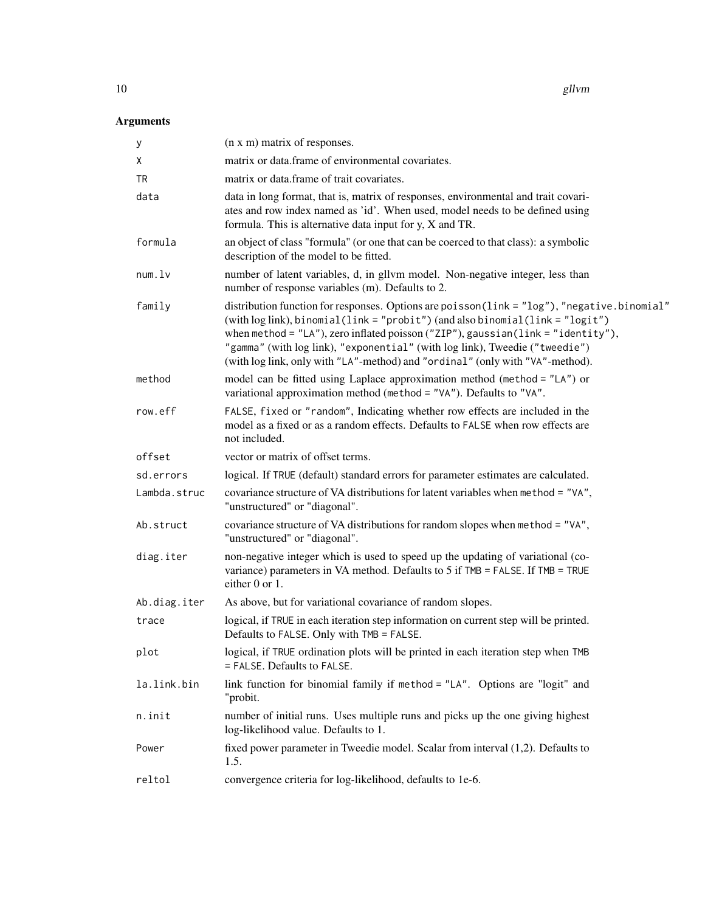## Arguments

| | |
|---|---|
| `y` | (n x m) matrix of responses. |
| `X` | matrix or data.frame of environmental covariates. |
| `TR` | matrix or data.frame of trait covariates. |
| `data` | data in long format, that is, matrix of responses, environmental and trait covariates and row index named as 'id'. When used, model needs to be defined using formula. This is alternative data input for y, X and TR. |
| `formula` | an object of class "formula" (or one that can be coerced to that class): a symbolic description of the model to be fitted. |
| `num.lv` | number of latent variables, d, in gllvm model. Non-negative integer, less than number of response variables (m). Defaults to 2. |
| `family` | distribution function for responses. Options are `poisson(link = "log")`, `"negative.binomial"` (with log link), `binomial(link = "probit")` (and also `binomial(link = "logit")` when `method = "LA"`), zero inflated poisson (`"ZIP"`), `gaussian(link = "identity")`, `"gamma"` (with log link), `"exponential"` (with log link), Tweedie (`"tweedie"`) (with log link, only with `"LA"`-method) and `"ordinal"` (only with `"VA"`-method). |
| `method` | model can be fitted using Laplace approximation method (`method = "LA"`) or variational approximation method (`method = "VA"`). Defaults to `"VA"`. |
| `row.eff` | `FALSE`, `fixed` or `"random"`, Indicating whether row effects are included in the model as a fixed or as a random effects. Defaults to `FALSE` when row effects are not included. |
| `offset` | vector or matrix of offset terms. |
| `sd.errors` | logical. If `TRUE` (default) standard errors for parameter estimates are calculated. |
| `Lambda.struc` | covariance structure of VA distributions for latent variables when `method = "VA"`, "unstructured" or "diagonal". |
| `Ab.struct` | covariance structure of VA distributions for random slopes when `method = "VA"`, "unstructured" or "diagonal". |
| `diag.iter` | non-negative integer which is used to speed up the updating of variational (covariance) parameters in VA method. Defaults to 5 if `TMB = FALSE`. If `TMB = TRUE` either 0 or 1. |
| `Ab.diag.iter` | As above, but for variational covariance of random slopes. |
| `trace` | logical, if `TRUE` in each iteration step information on current step will be printed. Defaults to `FALSE`. Only with `TMB = FALSE`. |
| `plot` | logical, if `TRUE` ordination plots will be printed in each iteration step when `TMB = FALSE`. Defaults to `FALSE`. |
| `la.link.bin` | link function for binomial family if `method = "LA"`. Options are "logit" and "probit. |
| `n.init` | number of initial runs. Uses multiple runs and picks up the one giving highest log-likelihood value. Defaults to 1. |
| `Power` | fixed power parameter in Tweedie model. Scalar from interval (1,2). Defaults to 1.5. |
| `reltol` | convergence criteria for log-likelihood, defaults to 1e-6. |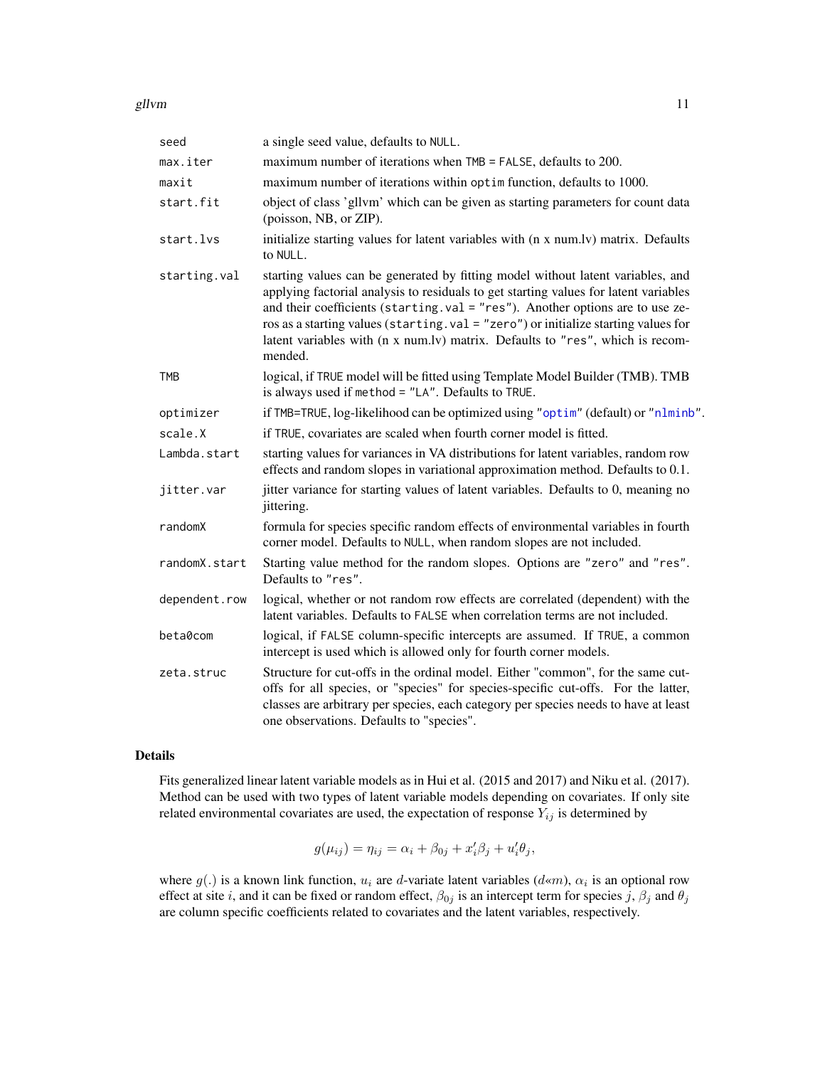| | |
|---|---|
| `seed` | a single seed value, defaults to `NULL`. |
| `max.iter` | maximum number of iterations when `TMB = FALSE`, defaults to 200. |
| `maxit` | maximum number of iterations within `optim` function, defaults to 1000. |
| `start.fit` | object of class 'gllvm' which can be given as starting parameters for count data (poisson, NB, or ZIP). |
| `start.lvs` | initialize starting values for latent variables with (n x num.lv) matrix. Defaults to `NULL`. |
| `starting.val` | starting values can be generated by fitting model without latent variables, and applying factorial analysis to residuals to get starting values for latent variables and their coefficients (`starting.val = "res"`). Another options are to use zeros as a starting values (`starting.val = "zero"`) or initialize starting values for latent variables with (n x num.lv) matrix. Defaults to `"res"`, which is recommended. |
| `TMB` | logical, if `TRUE` model will be fitted using Template Model Builder (TMB). TMB is always used if `method = "LA"`. Defaults to `TRUE`. |
| `optimizer` | if `TMB=TRUE`, log-likelihood can be optimized using `"optim"` (default) or `"nlminb"`. |
| `scale.X` | if `TRUE`, covariates are scaled when fourth corner model is fitted. |
| `Lambda.start` | starting values for variances in VA distributions for latent variables, random row effects and random slopes in variational approximation method. Defaults to 0.1. |
| `jitter.var` | jitter variance for starting values of latent variables. Defaults to 0, meaning no jittering. |
| `randomX` | formula for species specific random effects of environmental variables in fourth corner model. Defaults to `NULL`, when random slopes are not included. |
| `randomX.start` | Starting value method for the random slopes. Options are `"zero"` and `"res"`. Defaults to `"res"`. |
| `dependent.row` | logical, whether or not random row effects are correlated (dependent) with the latent variables. Defaults to `FALSE` when correlation terms are not included. |
| `beta0com` | logical, if `FALSE` column-specific intercepts are assumed. If `TRUE`, a common intercept is used which is allowed only for fourth corner models. |
| `zeta.struc` | Structure for cut-offs in the ordinal model. Either "common", for the same cut-offs for all species, or "species" for species-specific cut-offs. For the latter, classes are arbitrary per species, each category per species needs to have at least one observations. Defaults to "species". |

## Details

Fits generalized linear latent variable models as in Hui et al. (2015 and 2017) and Niku et al. (2017). Method can be used with two types of latent variable models depending on covariates. If only site related environmental covariates are used, the expectation of response $Y_{ij}$ is determined by

$$g(\mu_{ij}) = \eta_{ij} = \alpha_i + \beta_{0j} + x_i'\beta_j + u_i'\theta_j,$$

where $g(.)$ is a known link function, $u_i$ are $d$-variate latent variables ($d$«$m$), $\alpha_i$ is an optional row effect at site $i$, and it can be fixed or random effect, $\beta_{0j}$ is an intercept term for species $j$, $\beta_j$ and $\theta_j$ are column specific coefficients related to covariates and the latent variables, respectively.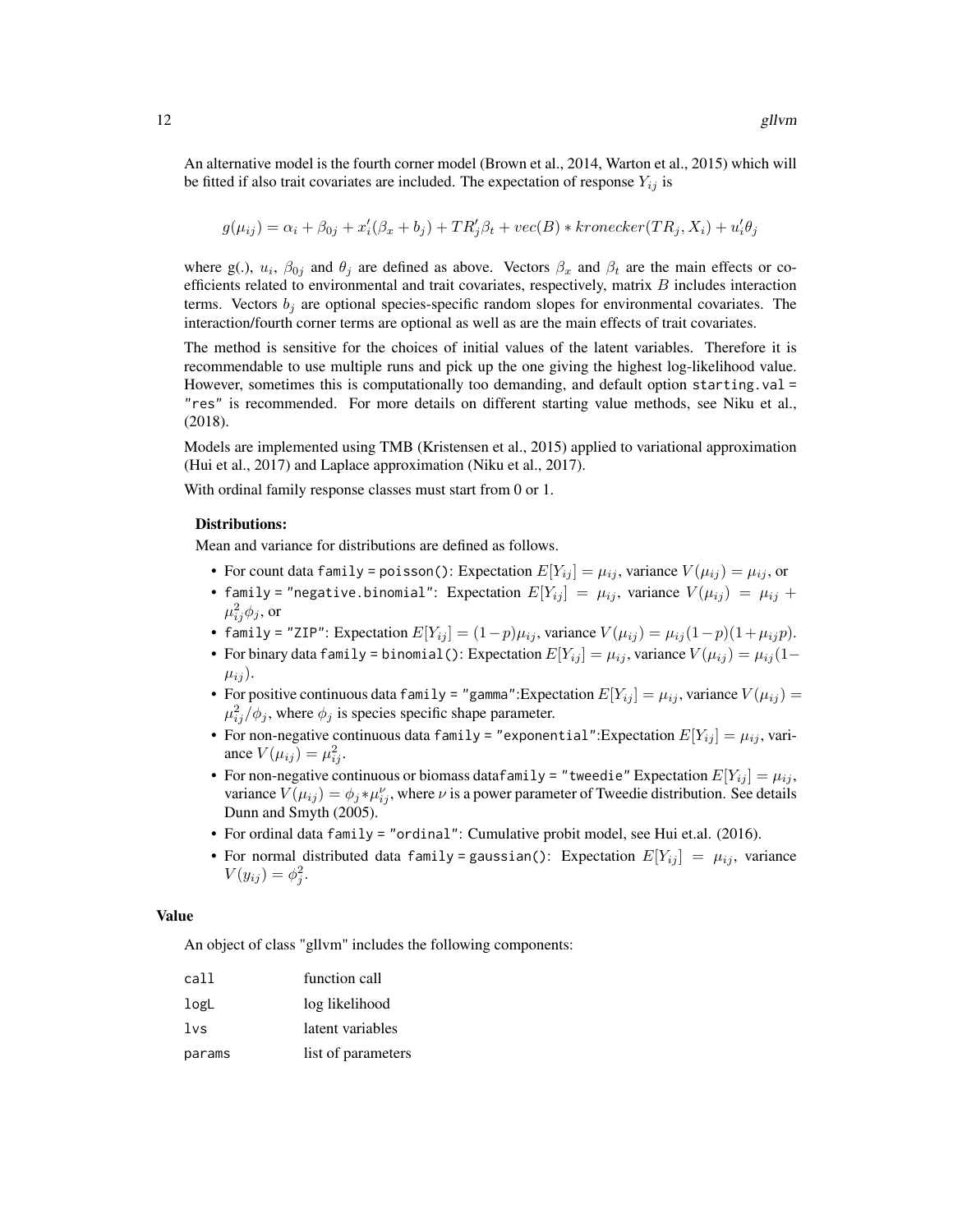An alternative model is the fourth corner model (Brown et al., 2014, Warton et al., 2015) which will be fitted if also trait covariates are included. The expectation of response $Y_{ij}$ is

$$g(\mu_{ij}) = \alpha_i + \beta_{0j} + x_i'(\beta_x + b_j) + TR_j'\beta_t + vec(B) * kronecker(TR_j, X_i) + u_i'\theta_j$$

where g(.), $u_i$, $\beta_{0j}$ and $\theta_j$ are defined as above. Vectors $\beta_x$ and $\beta_t$ are the main effects or coefficients related to environmental and trait covariates, respectively, matrix $B$ includes interaction terms. Vectors $b_j$ are optional species-specific random slopes for environmental covariates. The interaction/fourth corner terms are optional as well as are the main effects of trait covariates.

The method is sensitive for the choices of initial values of the latent variables. Therefore it is recommendable to use multiple runs and pick up the one giving the highest log-likelihood value. However, sometimes this is computationally too demanding, and default option `starting.val = "res"` is recommended. For more details on different starting value methods, see Niku et al., (2018).

Models are implemented using TMB (Kristensen et al., 2015) applied to variational approximation (Hui et al., 2017) and Laplace approximation (Niku et al., 2017).

With ordinal family response classes must start from 0 or 1.

**Distributions:**

Mean and variance for distributions are defined as follows.

- For count data `family = poisson()`: Expectation $E[Y_{ij}] = \mu_{ij}$, variance $V(\mu_{ij}) = \mu_{ij}$, or
- `family = "negative.binomial"`: Expectation $E[Y_{ij}] = \mu_{ij}$, variance $V(\mu_{ij}) = \mu_{ij} + \mu_{ij}^2\phi_j$, or
- `family = "ZIP"`: Expectation $E[Y_{ij}] = (1-p)\mu_{ij}$, variance $V(\mu_{ij}) = \mu_{ij}(1-p)(1+\mu_{ij}p)$.
- For binary data `family = binomial()`: Expectation $E[Y_{ij}] = \mu_{ij}$, variance $V(\mu_{ij}) = \mu_{ij}(1-\mu_{ij})$.
- For positive continuous data `family = "gamma"`:Expectation $E[Y_{ij}] = \mu_{ij}$, variance $V(\mu_{ij}) = \mu_{ij}^2/\phi_j$, where $\phi_j$ is species specific shape parameter.
- For non-negative continuous data `family = "exponential"`:Expectation $E[Y_{ij}] = \mu_{ij}$, variance $V(\mu_{ij}) = \mu_{ij}^2$.
- For non-negative continuous or biomass data`family = "tweedie"` Expectation $E[Y_{ij}] = \mu_{ij}$, variance $V(\mu_{ij}) = \phi_j * \mu_{ij}^{\nu}$, where $\nu$ is a power parameter of Tweedie distribution. See details Dunn and Smyth (2005).
- For ordinal data `family = "ordinal"`: Cumulative probit model, see Hui et.al. (2016).
- For normal distributed data `family = gaussian()`: Expectation $E[Y_{ij}] = \mu_{ij}$, variance $V(y_{ij}) = \phi_j^2$.

## Value

An object of class "gllvm" includes the following components:

| | |
|---|---|
| `call` | function call |
| `logL` | log likelihood |
| `lvs` | latent variables |
| `params` | list of parameters |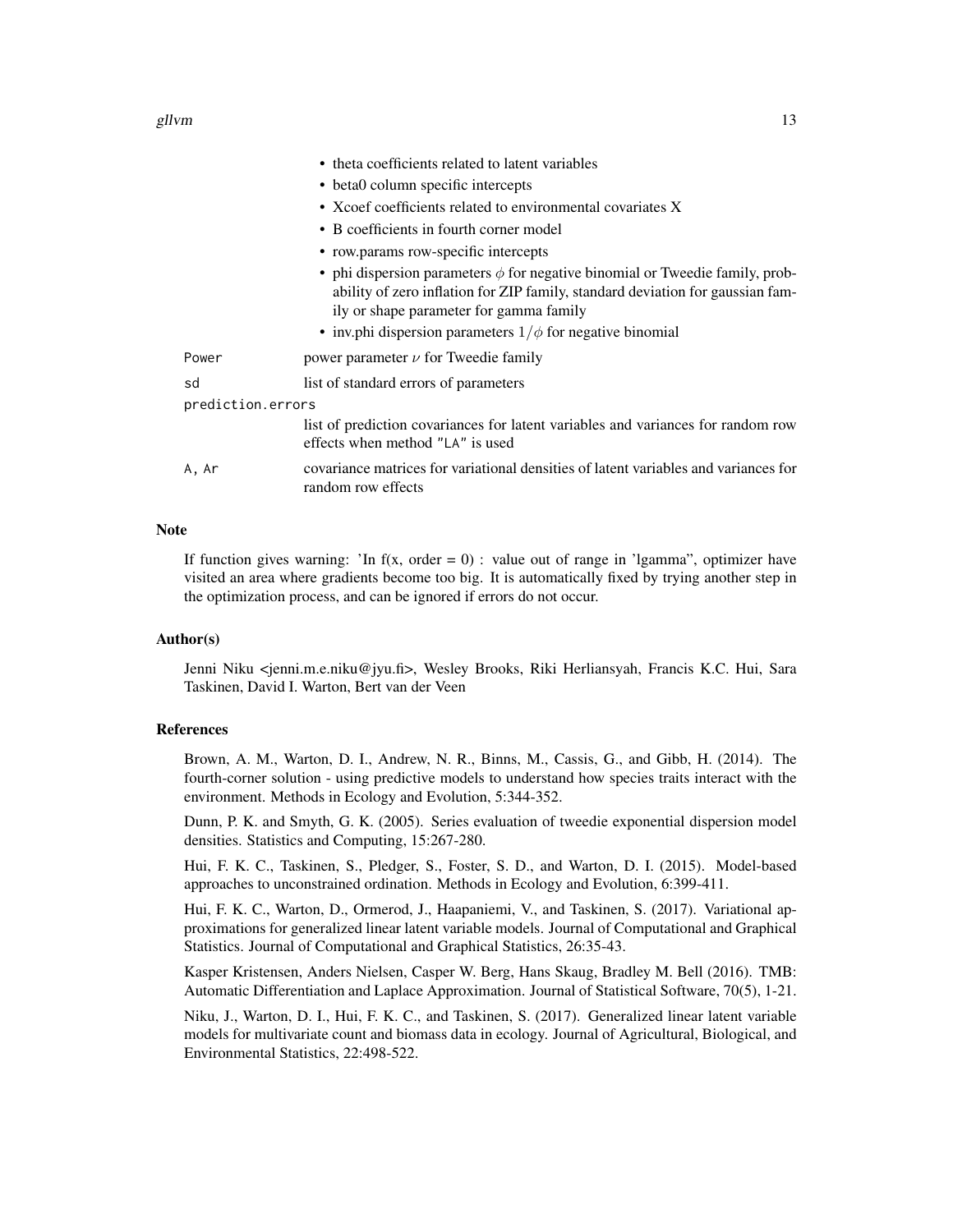- theta coefficients related to latent variables
- beta0 column specific intercepts
- Xcoef coefficients related to environmental covariates X
- B coefficients in fourth corner model
- row.params row-specific intercepts
- phi dispersion parameters $\phi$ for negative binomial or Tweedie family, probability of zero inflation for ZIP family, standard deviation for gaussian family or shape parameter for gamma family
- inv.phi dispersion parameters $1/\phi$ for negative binomial

`Power` power parameter $\nu$ for Tweedie family

`sd` list of standard errors of parameters

`prediction.errors` list of prediction covariances for latent variables and variances for random row effects when method "LA" is used

`A, Ar` covariance matrices for variational densities of latent variables and variances for random row effects

## Note

If function gives warning: 'In f(x, order = 0) : value out of range in 'lgamma", optimizer have visited an area where gradients become too big. It is automatically fixed by trying another step in the optimization process, and can be ignored if errors do not occur.

## Author(s)

Jenni Niku <jenni.m.e.niku@jyu.fi>, Wesley Brooks, Riki Herliansyah, Francis K.C. Hui, Sara Taskinen, David I. Warton, Bert van der Veen

## References

Brown, A. M., Warton, D. I., Andrew, N. R., Binns, M., Cassis, G., and Gibb, H. (2014). The fourth-corner solution - using predictive models to understand how species traits interact with the environment. Methods in Ecology and Evolution, 5:344-352.

Dunn, P. K. and Smyth, G. K. (2005). Series evaluation of tweedie exponential dispersion model densities. Statistics and Computing, 15:267-280.

Hui, F. K. C., Taskinen, S., Pledger, S., Foster, S. D., and Warton, D. I. (2015). Model-based approaches to unconstrained ordination. Methods in Ecology and Evolution, 6:399-411.

Hui, F. K. C., Warton, D., Ormerod, J., Haapaniemi, V., and Taskinen, S. (2017). Variational approximations for generalized linear latent variable models. Journal of Computational and Graphical Statistics. Journal of Computational and Graphical Statistics, 26:35-43.

Kasper Kristensen, Anders Nielsen, Casper W. Berg, Hans Skaug, Bradley M. Bell (2016). TMB: Automatic Differentiation and Laplace Approximation. Journal of Statistical Software, 70(5), 1-21.

Niku, J., Warton, D. I., Hui, F. K. C., and Taskinen, S. (2017). Generalized linear latent variable models for multivariate count and biomass data in ecology. Journal of Agricultural, Biological, and Environmental Statistics, 22:498-522.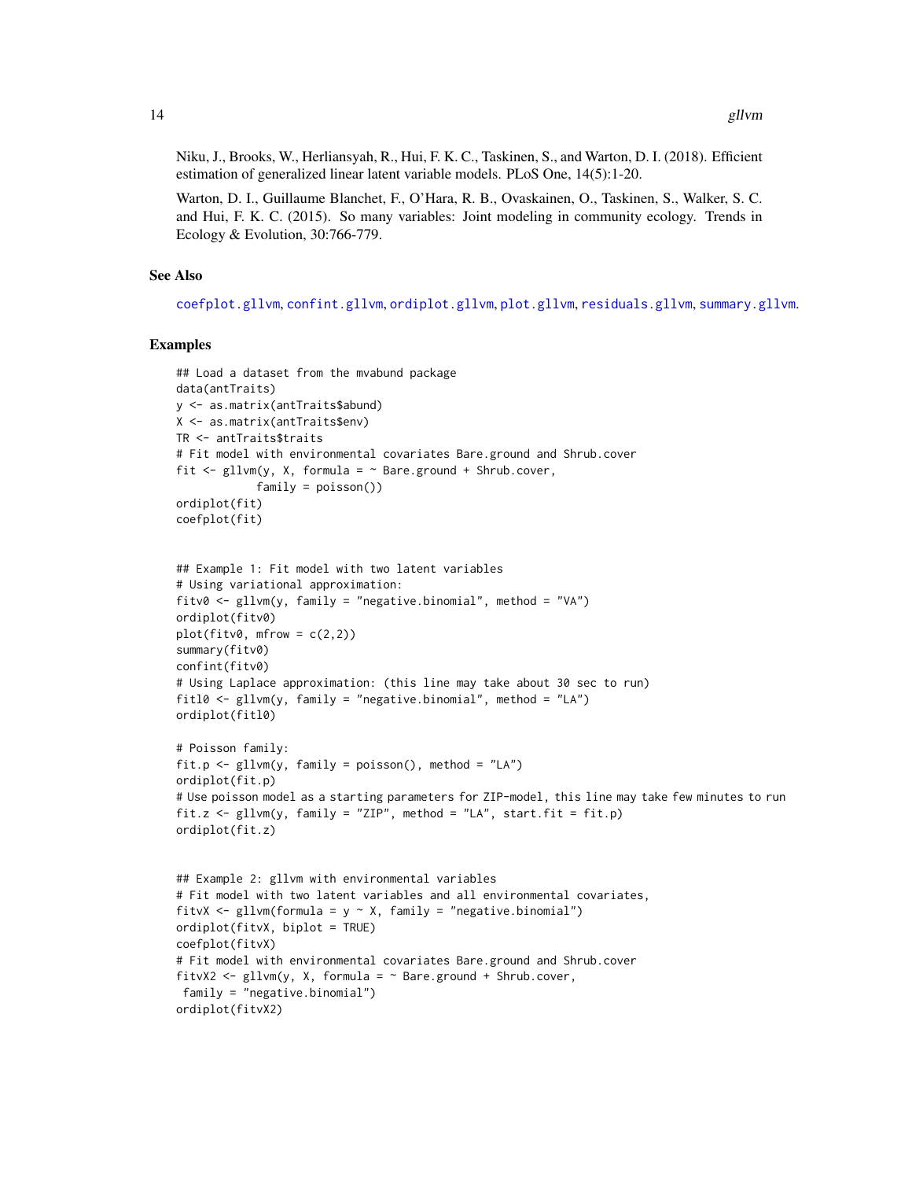Niku, J., Brooks, W., Herliansyah, R., Hui, F. K. C., Taskinen, S., and Warton, D. I. (2018). Efficient estimation of generalized linear latent variable models. PLoS One, 14(5):1-20.

Warton, D. I., Guillaume Blanchet, F., O'Hara, R. B., Ovaskainen, O., Taskinen, S., Walker, S. C. and Hui, F. K. C. (2015). So many variables: Joint modeling in community ecology. Trends in Ecology & Evolution, 30:766-779.

## See Also

coefplot.gllvm, confint.gllvm, ordiplot.gllvm, plot.gllvm, residuals.gllvm, summary.gllvm.

## Examples

```
## Load a dataset from the mvabund package
data(antTraits)
y <- as.matrix(antTraits$abund)
X <- as.matrix(antTraits$env)
TR <- antTraits$traits
# Fit model with environmental covariates Bare.ground and Shrub.cover
fit <- gllvm(y, X, formula = ~ Bare.ground + Shrub.cover,
            family = poisson())
ordiplot(fit)
coefplot(fit)


## Example 1: Fit model with two latent variables
# Using variational approximation:
fitv0 <- gllvm(y, family = "negative.binomial", method = "VA")
ordiplot(fitv0)
plot(fitv0, mfrow = c(2,2))
summary(fitv0)
confint(fitv0)
# Using Laplace approximation: (this line may take about 30 sec to run)
fitl0 <- gllvm(y, family = "negative.binomial", method = "LA")
ordiplot(fitl0)

# Poisson family:
fit.p <- gllvm(y, family = poisson(), method = "LA")
ordiplot(fit.p)
# Use poisson model as a starting parameters for ZIP-model, this line may take few minutes to run
fit.z <- gllvm(y, family = "ZIP", method = "LA", start.fit = fit.p)
ordiplot(fit.z)


## Example 2: gllvm with environmental variables
# Fit model with two latent variables and all environmental covariates,
fitvX <- gllvm(formula = y ~ X, family = "negative.binomial")
ordiplot(fitvX, biplot = TRUE)
coefplot(fitvX)
# Fit model with environmental covariates Bare.ground and Shrub.cover
fitvX2 <- gllvm(y, X, formula = ~ Bare.ground + Shrub.cover,
 family = "negative.binomial")
ordiplot(fitvX2)
```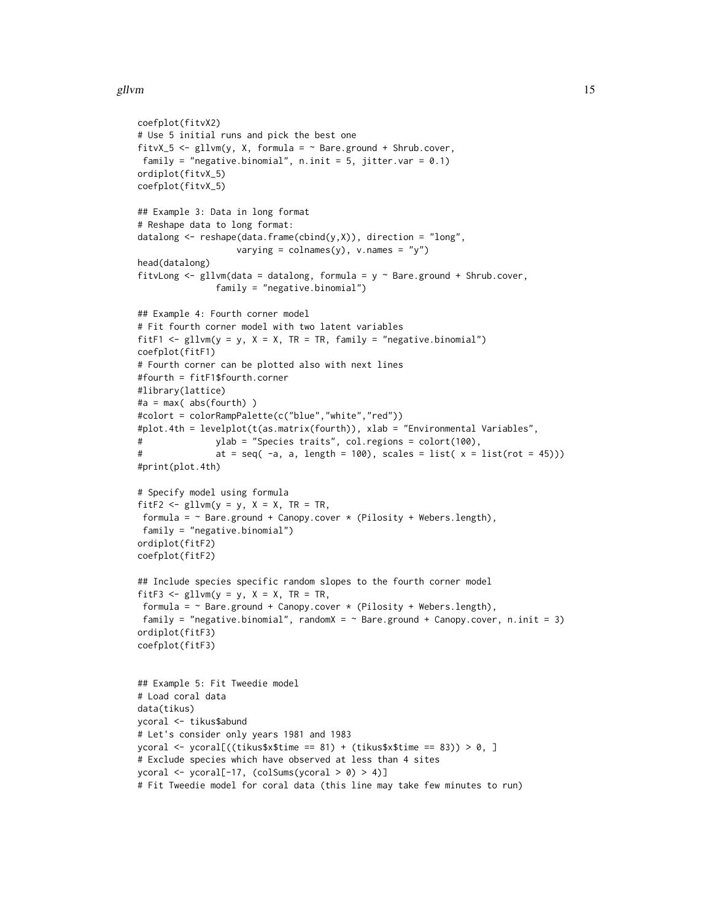```
coefplot(fitvX2)
# Use 5 initial runs and pick the best one
fitvX_5 <- gllvm(y, X, formula = ~ Bare.ground + Shrub.cover,
 family = "negative.binomial", n.init = 5, jitter.var = 0.1)
ordiplot(fitvX_5)
coefplot(fitvX_5)

## Example 3: Data in long format
# Reshape data to long format:
datalong <- reshape(data.frame(cbind(y,X)), direction = "long",
                    varying = colnames(y), v.names = "y")
head(datalong)
fitvLong <- gllvm(data = datalong, formula = y ~ Bare.ground + Shrub.cover,
              family = "negative.binomial")

## Example 4: Fourth corner model
# Fit fourth corner model with two latent variables
fitF1 <- gllvm(y = y, X = X, TR = TR, family = "negative.binomial")
coefplot(fitF1)
# Fourth corner can be plotted also with next lines
#fourth = fitF1$fourth.corner
#library(lattice)
#a = max( abs(fourth) )
#colort = colorRampPalette(c("blue","white","red"))
#plot.4th = levelplot(t(as.matrix(fourth)), xlab = "Environmental Variables",
#              ylab = "Species traits", col.regions = colort(100),
#              at = seq( -a, a, length = 100), scales = list( x = list(rot = 45)))
#print(plot.4th)

# Specify model using formula
fitF2 <- gllvm(y = y, X = X, TR = TR,
 formula = ~ Bare.ground + Canopy.cover * (Pilosity + Webers.length),
 family = "negative.binomial")
ordiplot(fitF2)
coefplot(fitF2)

## Include species specific random slopes to the fourth corner model
fitF3 <- gllvm(y = y, X = X, TR = TR,
 formula = ~ Bare.ground + Canopy.cover * (Pilosity + Webers.length),
 family = "negative.binomial", randomX = ~ Bare.ground + Canopy.cover, n.init = 3)
ordiplot(fitF3)
coefplot(fitF3)


## Example 5: Fit Tweedie model
# Load coral data
data(tikus)
ycoral <- tikus$abund
# Let's consider only years 1981 and 1983
ycoral <- ycoral[((tikus$x$time == 81) + (tikus$x$time == 83)) > 0, ]
# Exclude species which have observed at less than 4 sites
ycoral <- ycoral[-17, (colSums(ycoral > 0) > 4)]
# Fit Tweedie model for coral data (this line may take few minutes to run)
```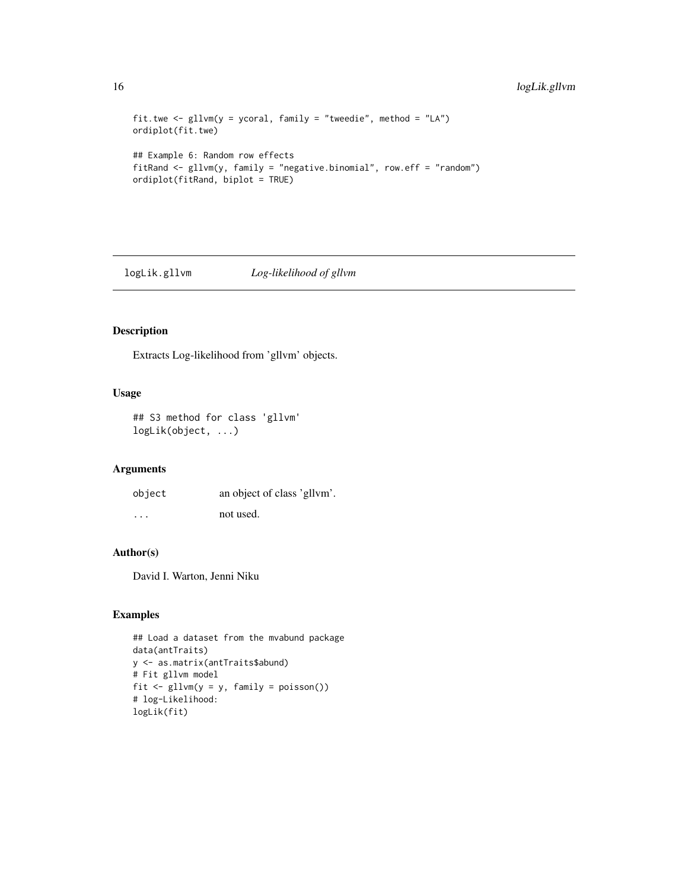```
fit.twe <- gllvm(y = ycoral, family = "tweedie", method = "LA")
ordiplot(fit.twe)

## Example 6: Random row effects
fitRand <- gllvm(y, family = "negative.binomial", row.eff = "random")
ordiplot(fitRand, biplot = TRUE)
```

## logLik.gllvm — *Log-likelihood of gllvm*

### Description

Extracts Log-likelihood from 'gllvm' objects.

### Usage

```
## S3 method for class 'gllvm'
logLik(object, ...)
```

### Arguments

| | |
|---|---|
| object | an object of class 'gllvm'. |
| ... | not used. |

### Author(s)

David I. Warton, Jenni Niku

### Examples

```
## Load a dataset from the mvabund package
data(antTraits)
y <- as.matrix(antTraits$abund)
# Fit gllvm model
fit <- gllvm(y = y, family = poisson())
# log-Likelihood:
logLik(fit)
```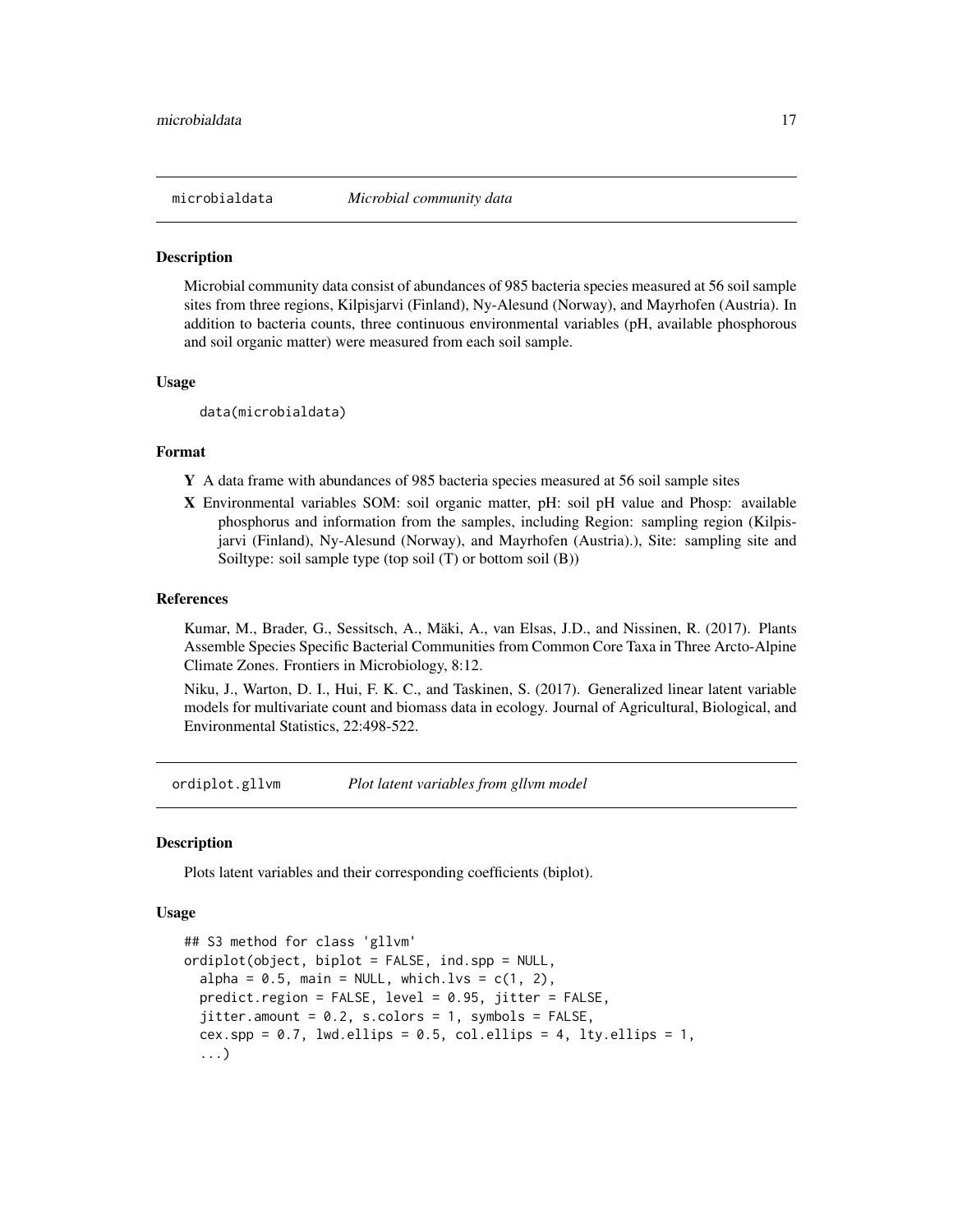## microbialdata *Microbial community data*

### Description

Microbial community data consist of abundances of 985 bacteria species measured at 56 soil sample sites from three regions, Kilpisjarvi (Finland), Ny-Alesund (Norway), and Mayrhofen (Austria). In addition to bacteria counts, three continuous environmental variables (pH, available phosphorous and soil organic matter) were measured from each soil sample.

### Usage

```
data(microbialdata)
```

### Format

**Y** A data frame with abundances of 985 bacteria species measured at 56 soil sample sites

**X** Environmental variables SOM: soil organic matter, pH: soil pH value and Phosp: available phosphorus and information from the samples, including Region: sampling region (Kilpisjarvi (Finland), Ny-Alesund (Norway), and Mayrhofen (Austria).), Site: sampling site and Soiltype: soil sample type (top soil (T) or bottom soil (B))

### References

Kumar, M., Brader, G., Sessitsch, A., Mäki, A., van Elsas, J.D., and Nissinen, R. (2017). Plants Assemble Species Specific Bacterial Communities from Common Core Taxa in Three Arcto-Alpine Climate Zones. Frontiers in Microbiology, 8:12.

Niku, J., Warton, D. I., Hui, F. K. C., and Taskinen, S. (2017). Generalized linear latent variable models for multivariate count and biomass data in ecology. Journal of Agricultural, Biological, and Environmental Statistics, 22:498-522.

## ordiplot.gllvm *Plot latent variables from gllvm model*

### Description

Plots latent variables and their corresponding coefficients (biplot).

### Usage

```
## S3 method for class 'gllvm'
ordiplot(object, biplot = FALSE, ind.spp = NULL,
  alpha = 0.5, main = NULL, which.lvs = c(1, 2),
  predict.region = FALSE, level = 0.95, jitter = FALSE,
  jitter.amount = 0.2, s.colors = 1, symbols = FALSE,
  cex.spp = 0.7, lwd.ellips = 0.5, col.ellips = 4, lty.ellips = 1,
  ...)
```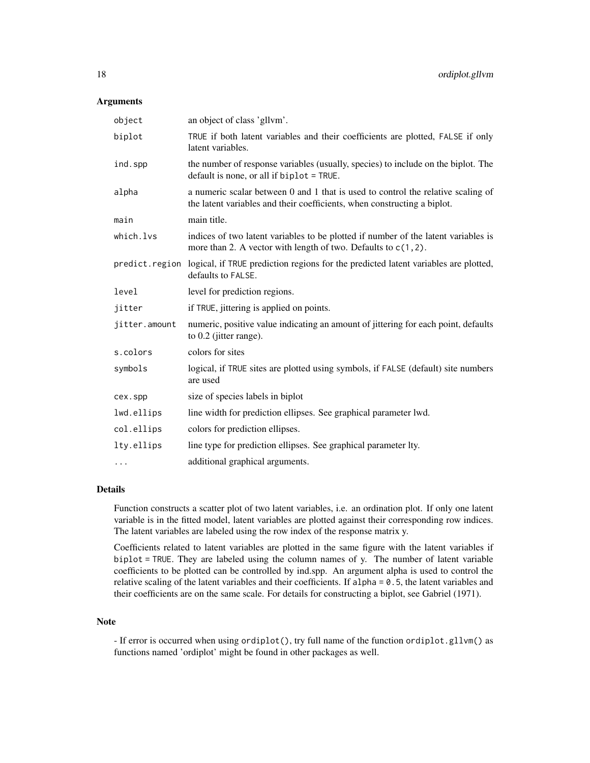## Arguments

| | |
|---|---|
| `object` | an object of class 'gllvm'. |
| `biplot` | `TRUE` if both latent variables and their coefficients are plotted, `FALSE` if only latent variables. |
| `ind.spp` | the number of response variables (usually, species) to include on the biplot. The default is none, or all if `biplot = TRUE`. |
| `alpha` | a numeric scalar between 0 and 1 that is used to control the relative scaling of the latent variables and their coefficients, when constructing a biplot. |
| `main` | main title. |
| `which.lvs` | indices of two latent variables to be plotted if number of the latent variables is more than 2. A vector with length of two. Defaults to `c(1,2)`. |
| `predict.region` | logical, if `TRUE` prediction regions for the predicted latent variables are plotted, defaults to `FALSE`. |
| `level` | level for prediction regions. |
| `jitter` | if `TRUE`, jittering is applied on points. |
| `jitter.amount` | numeric, positive value indicating an amount of jittering for each point, defaults to 0.2 (jitter range). |
| `s.colors` | colors for sites |
| `symbols` | logical, if `TRUE` sites are plotted using symbols, if `FALSE` (default) site numbers are used |
| `cex.spp` | size of species labels in biplot |
| `lwd.ellips` | line width for prediction ellipses. See graphical parameter lwd. |
| `col.ellips` | colors for prediction ellipses. |
| `lty.ellips` | line type for prediction ellipses. See graphical parameter lty. |
| `...` | additional graphical arguments. |

## Details

Function constructs a scatter plot of two latent variables, i.e. an ordination plot. If only one latent variable is in the fitted model, latent variables are plotted against their corresponding row indices. The latent variables are labeled using the row index of the response matrix y.

Coefficients related to latent variables are plotted in the same figure with the latent variables if `biplot = TRUE`. They are labeled using the column names of y. The number of latent variable coefficients to be plotted can be controlled by ind.spp. An argument alpha is used to control the relative scaling of the latent variables and their coefficients. If `alpha = 0.5`, the latent variables and their coefficients are on the same scale. For details for constructing a biplot, see Gabriel (1971).

## Note

- If error is occurred when using `ordiplot()`, try full name of the function `ordiplot.gllvm()` as functions named 'ordiplot' might be found in other packages as well.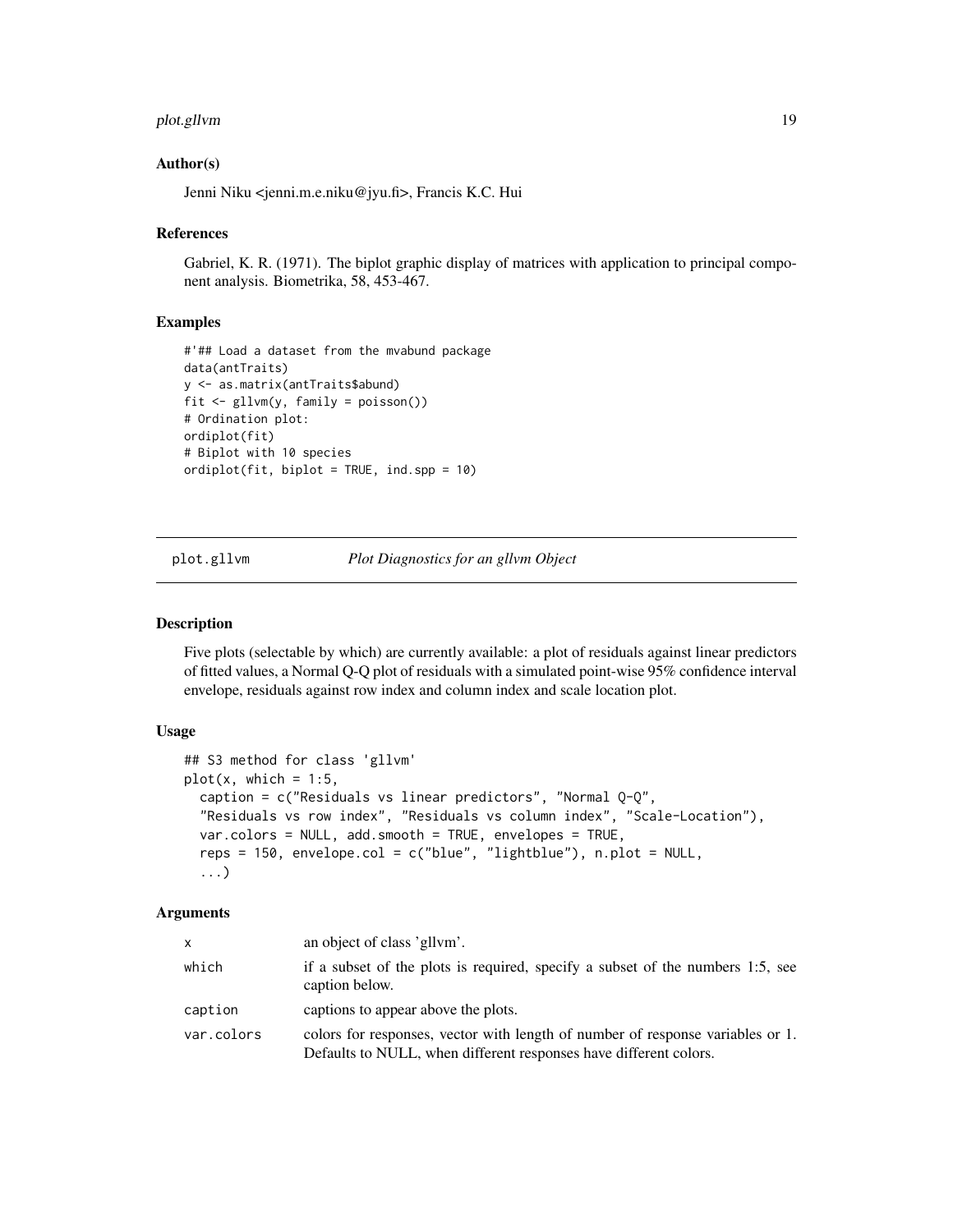### Author(s)

Jenni Niku <jenni.m.e.niku@jyu.fi>, Francis K.C. Hui

### References

Gabriel, K. R. (1971). The biplot graphic display of matrices with application to principal component analysis. Biometrika, 58, 453-467.

### Examples

```
#'## Load a dataset from the mvabund package
data(antTraits)
y <- as.matrix(antTraits$abund)
fit <- gllvm(y, family = poisson())
# Ordination plot:
ordiplot(fit)
# Biplot with 10 species
ordiplot(fit, biplot = TRUE, ind.spp = 10)
```

---

## plot.gllvm *Plot Diagnostics for an gllvm Object*

### Description

Five plots (selectable by which) are currently available: a plot of residuals against linear predictors of fitted values, a Normal Q-Q plot of residuals with a simulated point-wise 95% confidence interval envelope, residuals against row index and column index and scale location plot.

### Usage

```
## S3 method for class 'gllvm'
plot(x, which = 1:5,
  caption = c("Residuals vs linear predictors", "Normal Q-Q",
  "Residuals vs row index", "Residuals vs column index", "Scale-Location"),
  var.colors = NULL, add.smooth = TRUE, envelopes = TRUE,
  reps = 150, envelope.col = c("blue", "lightblue"), n.plot = NULL,
  ...)
```

### Arguments

| | |
|---|---|
| x | an object of class 'gllvm'. |
| which | if a subset of the plots is required, specify a subset of the numbers 1:5, see caption below. |
| caption | captions to appear above the plots. |
| var.colors | colors for responses, vector with length of number of response variables or 1. Defaults to NULL, when different responses have different colors. |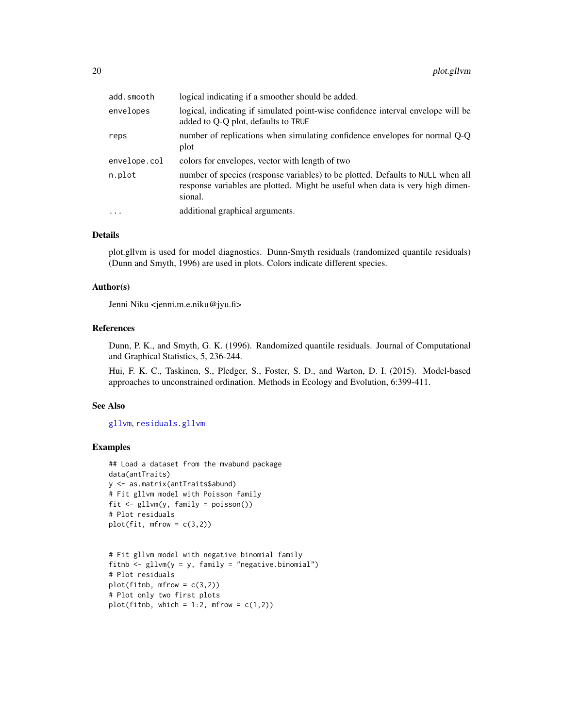| | |
|---|---|
| add.smooth | logical indicating if a smoother should be added. |
| envelopes | logical, indicating if simulated point-wise confidence interval envelope will be added to Q-Q plot, defaults to TRUE |
| reps | number of replications when simulating confidence envelopes for normal Q-Q plot |
| envelope.col | colors for envelopes, vector with length of two |
| n.plot | number of species (response variables) to be plotted. Defaults to NULL when all response variables are plotted. Might be useful when data is very high dimensional. |
| ... | additional graphical arguments. |

## Details

plot.gllvm is used for model diagnostics. Dunn-Smyth residuals (randomized quantile residuals) (Dunn and Smyth, 1996) are used in plots. Colors indicate different species.

## Author(s)

Jenni Niku <jenni.m.e.niku@jyu.fi>

## References

Dunn, P. K., and Smyth, G. K. (1996). Randomized quantile residuals. Journal of Computational and Graphical Statistics, 5, 236-244.

Hui, F. K. C., Taskinen, S., Pledger, S., Foster, S. D., and Warton, D. I. (2015). Model-based approaches to unconstrained ordination. Methods in Ecology and Evolution, 6:399-411.

## See Also

gllvm, residuals.gllvm

## Examples

```
## Load a dataset from the mvabund package
data(antTraits)
y <- as.matrix(antTraits$abund)
# Fit gllvm model with Poisson family
fit <- gllvm(y, family = poisson())
# Plot residuals
plot(fit, mfrow = c(3,2))


# Fit gllvm model with negative binomial family
fitnb <- gllvm(y = y, family = "negative.binomial")
# Plot residuals
plot(fitnb, mfrow = c(3,2))
# Plot only two first plots
plot(fitnb, which = 1:2, mfrow = c(1,2))
```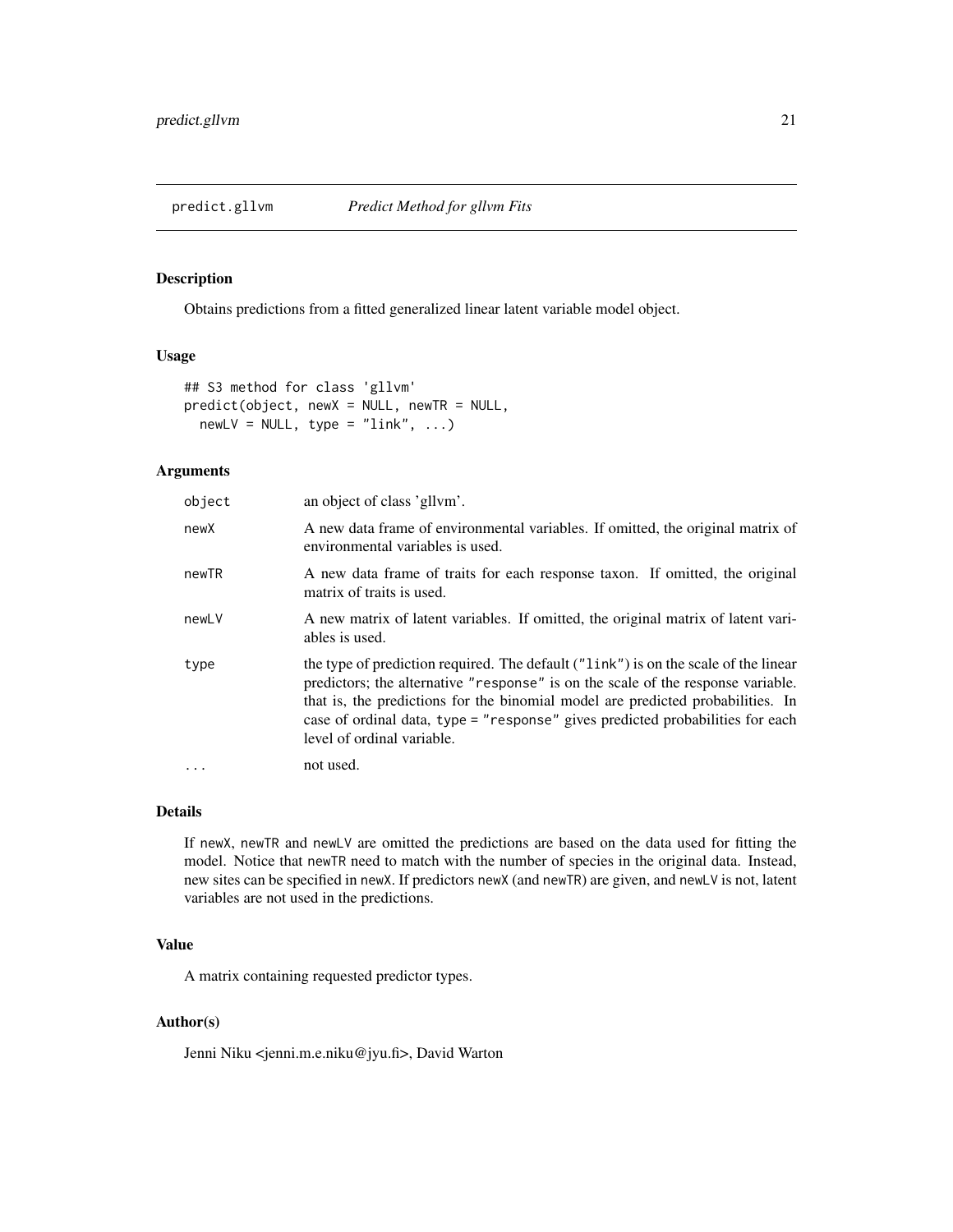# predict.gllvm — *Predict Method for gllvm Fits*

## Description

Obtains predictions from a fitted generalized linear latent variable model object.

## Usage

```
## S3 method for class 'gllvm'
predict(object, newX = NULL, newTR = NULL,
  newLV = NULL, type = "link", ...)
```

## Arguments

| | |
|---|---|
| `object` | an object of class 'gllvm'. |
| `newX` | A new data frame of environmental variables. If omitted, the original matrix of environmental variables is used. |
| `newTR` | A new data frame of traits for each response taxon. If omitted, the original matrix of traits is used. |
| `newLV` | A new matrix of latent variables. If omitted, the original matrix of latent variables is used. |
| `type` | the type of prediction required. The default (`"link"`) is on the scale of the linear predictors; the alternative `"response"` is on the scale of the response variable. that is, the predictions for the binomial model are predicted probabilities. In case of ordinal data, `type = "response"` gives predicted probabilities for each level of ordinal variable. |
| `...` | not used. |

## Details

If `newX`, `newTR` and `newLV` are omitted the predictions are based on the data used for fitting the model. Notice that `newTR` need to match with the number of species in the original data. Instead, new sites can be specified in `newX`. If predictors `newX` (and `newTR`) are given, and `newLV` is not, latent variables are not used in the predictions.

## Value

A matrix containing requested predictor types.

## Author(s)

Jenni Niku <jenni.m.e.niku@jyu.fi>, David Warton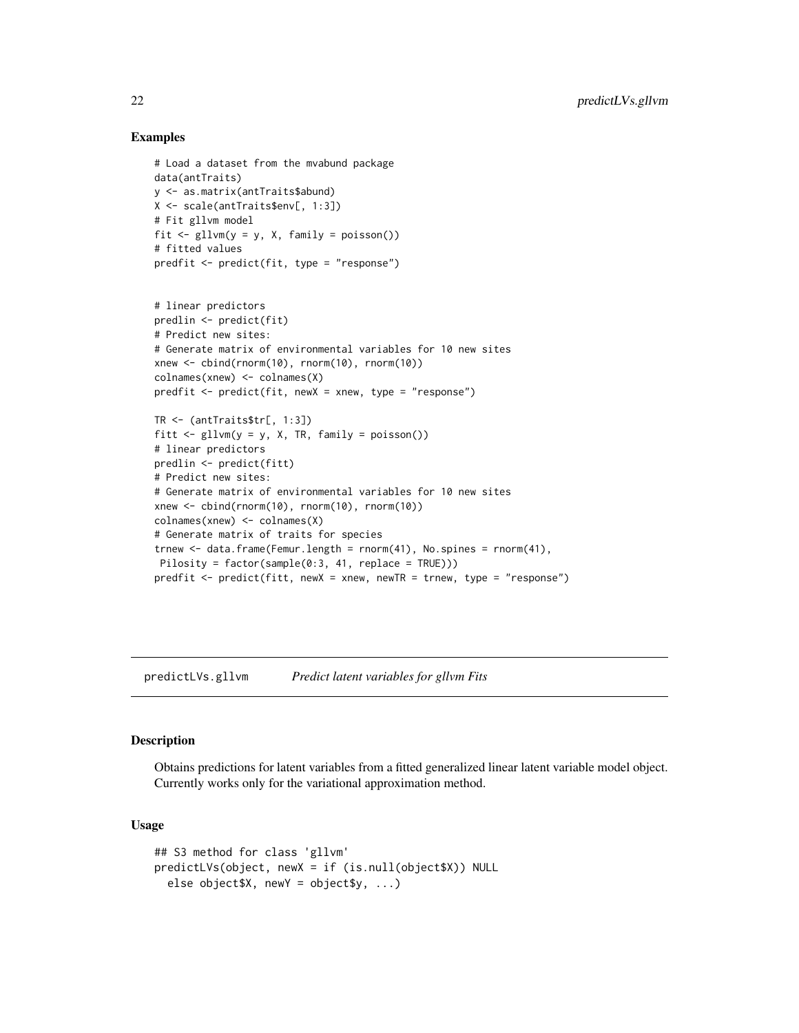### Examples

```
# Load a dataset from the mvabund package
data(antTraits)
y <- as.matrix(antTraits$abund)
X <- scale(antTraits$env[, 1:3])
# Fit gllvm model
fit <- gllvm(y = y, X, family = poisson())
# fitted values
predfit <- predict(fit, type = "response")


# linear predictors
predlin <- predict(fit)
# Predict new sites:
# Generate matrix of environmental variables for 10 new sites
xnew <- cbind(rnorm(10), rnorm(10), rnorm(10))
colnames(xnew) <- colnames(X)
predfit <- predict(fit, newX = xnew, type = "response")

TR <- (antTraits$tr[, 1:3])
fitt <- gllvm(y = y, X, TR, family = poisson())
# linear predictors
predlin <- predict(fitt)
# Predict new sites:
# Generate matrix of environmental variables for 10 new sites
xnew <- cbind(rnorm(10), rnorm(10), rnorm(10))
colnames(xnew) <- colnames(X)
# Generate matrix of traits for species
trnew <- data.frame(Femur.length = rnorm(41), No.spines = rnorm(41),
 Pilosity = factor(sample(0:3, 41, replace = TRUE)))
predfit <- predict(fitt, newX = xnew, newTR = trnew, type = "response")
```

## predictLVs.gllvm *Predict latent variables for gllvm Fits*

### Description

Obtains predictions for latent variables from a fitted generalized linear latent variable model object. Currently works only for the variational approximation method.

### Usage

```
## S3 method for class 'gllvm'
predictLVs(object, newX = if (is.null(object$X)) NULL
  else object$X, newY = object$y, ...)
```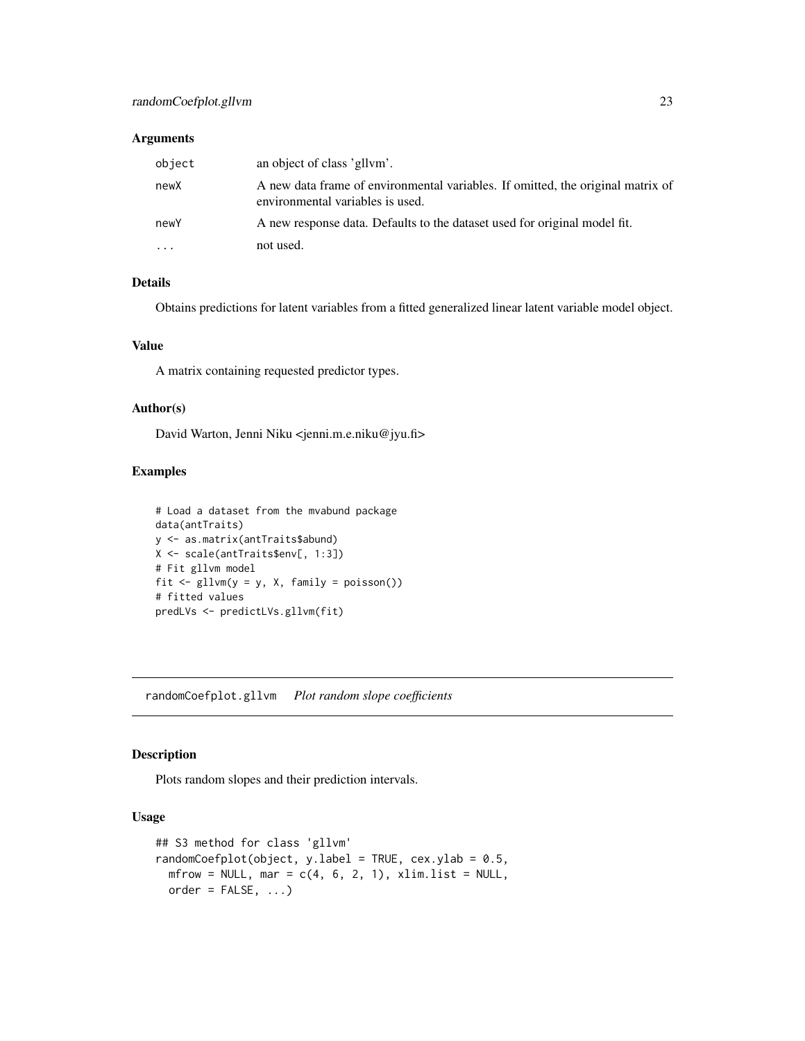### Arguments

| | |
|---|---|
| object | an object of class 'gllvm'. |
| newX | A new data frame of environmental variables. If omitted, the original matrix of environmental variables is used. |
| newY | A new response data. Defaults to the dataset used for original model fit. |
| ... | not used. |

### Details

Obtains predictions for latent variables from a fitted generalized linear latent variable model object.

### Value

A matrix containing requested predictor types.

### Author(s)

David Warton, Jenni Niku <jenni.m.e.niku@jyu.fi>

### Examples

```
# Load a dataset from the mvabund package
data(antTraits)
y <- as.matrix(antTraits$abund)
X <- scale(antTraits$env[, 1:3])
# Fit gllvm model
fit <- gllvm(y = y, X, family = poisson())
# fitted values
predLVs <- predictLVs.gllvm(fit)
```

---

## randomCoefplot.gllvm *Plot random slope coefficients*

### Description

Plots random slopes and their prediction intervals.

### Usage

```
## S3 method for class 'gllvm'
randomCoefplot(object, y.label = TRUE, cex.ylab = 0.5,
  mfrow = NULL, mar = c(4, 6, 2, 1), xlim.list = NULL,
  order = FALSE, ...)
```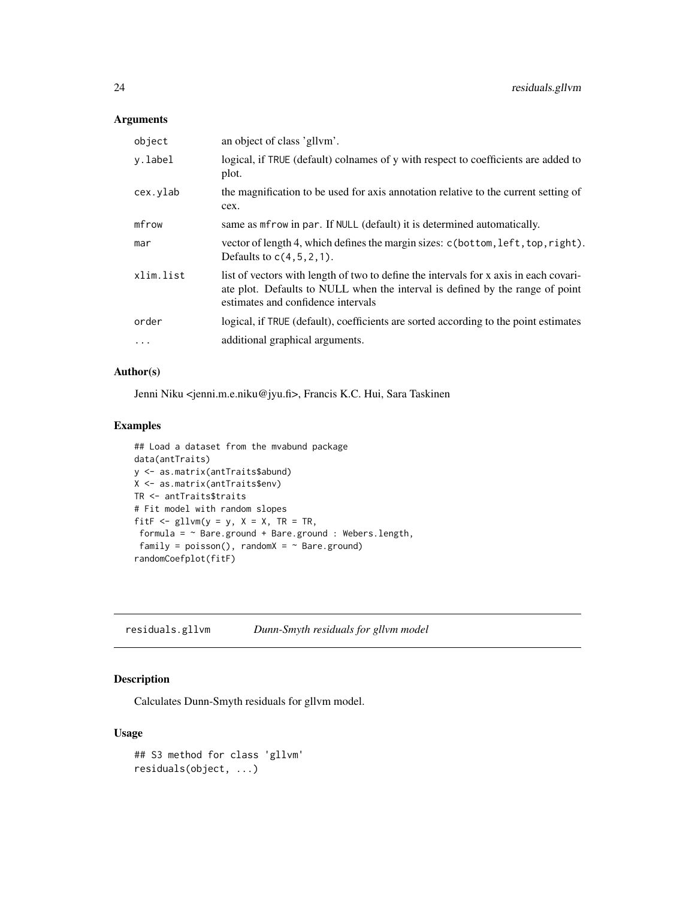## Arguments

| | |
|---|---|
| object | an object of class 'gllvm'. |
| y.label | logical, if TRUE (default) colnames of y with respect to coefficients are added to plot. |
| cex.ylab | the magnification to be used for axis annotation relative to the current setting of cex. |
| mfrow | same as mfrow in par. If NULL (default) it is determined automatically. |
| mar | vector of length 4, which defines the margin sizes: c(bottom,left,top,right). Defaults to c(4,5,2,1). |
| xlim.list | list of vectors with length of two to define the intervals for x axis in each covariate plot. Defaults to NULL when the interval is defined by the range of point estimates and confidence intervals |
| order | logical, if TRUE (default), coefficients are sorted according to the point estimates |
| ... | additional graphical arguments. |

## Author(s)

Jenni Niku <jenni.m.e.niku@jyu.fi>, Francis K.C. Hui, Sara Taskinen

## Examples

```
## Load a dataset from the mvabund package
data(antTraits)
y <- as.matrix(antTraits$abund)
X <- as.matrix(antTraits$env)
TR <- antTraits$traits
# Fit model with random slopes
fitF <- gllvm(y = y, X = X, TR = TR,
 formula = ~ Bare.ground + Bare.ground : Webers.length,
 family = poisson(), randomX = ~ Bare.ground)
randomCoefplot(fitF)
```

---

# residuals.gllvm *Dunn-Smyth residuals for gllvm model*

## Description

Calculates Dunn-Smyth residuals for gllvm model.

## Usage

```
## S3 method for class 'gllvm'
residuals(object, ...)
```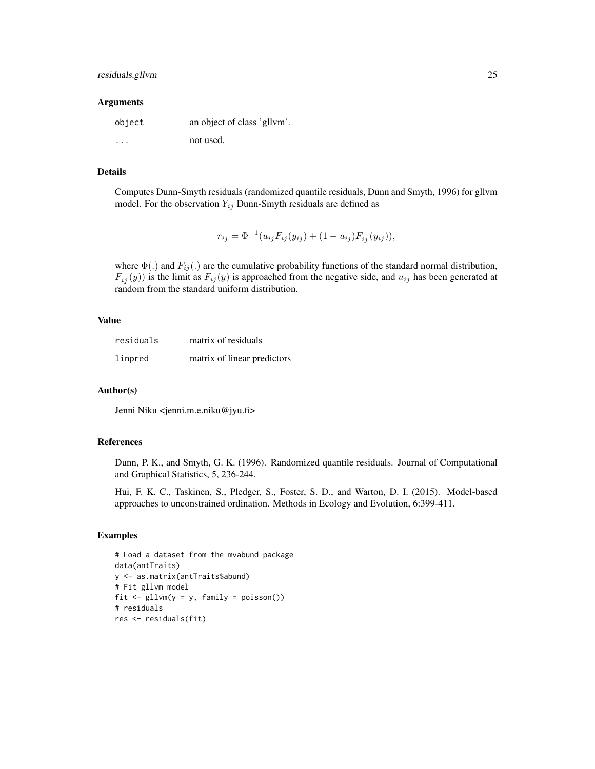### Arguments

| | |
|---|---|
| `object` | an object of class 'gllvm'. |
| `...` | not used. |

### Details

Computes Dunn-Smyth residuals (randomized quantile residuals, Dunn and Smyth, 1996) for gllvm model. For the observation $Y_{ij}$ Dunn-Smyth residuals are defined as

$$r_{ij} = \Phi^{-1}(u_{ij}F_{ij}(y_{ij}) + (1 - u_{ij})F_{ij}^{-}(y_{ij})),$$

where $\Phi(.)$ and $F_{ij}(.)$ are the cumulative probability functions of the standard normal distribution, $F_{ij}^{-}(y))$ is the limit as $F_{ij}(y)$ is approached from the negative side, and $u_{ij}$ has been generated at random from the standard uniform distribution.

### Value

| | |
|---|---|
| `residuals` | matrix of residuals |
| `linpred` | matrix of linear predictors |

### Author(s)

Jenni Niku <jenni.m.e.niku@jyu.fi>

### References

Dunn, P. K., and Smyth, G. K. (1996). Randomized quantile residuals. Journal of Computational and Graphical Statistics, 5, 236-244.

Hui, F. K. C., Taskinen, S., Pledger, S., Foster, S. D., and Warton, D. I. (2015). Model-based approaches to unconstrained ordination. Methods in Ecology and Evolution, 6:399-411.

### Examples

```
# Load a dataset from the mvabund package
data(antTraits)
y <- as.matrix(antTraits$abund)
# Fit gllvm model
fit <- gllvm(y = y, family = poisson())
# residuals
res <- residuals(fit)
```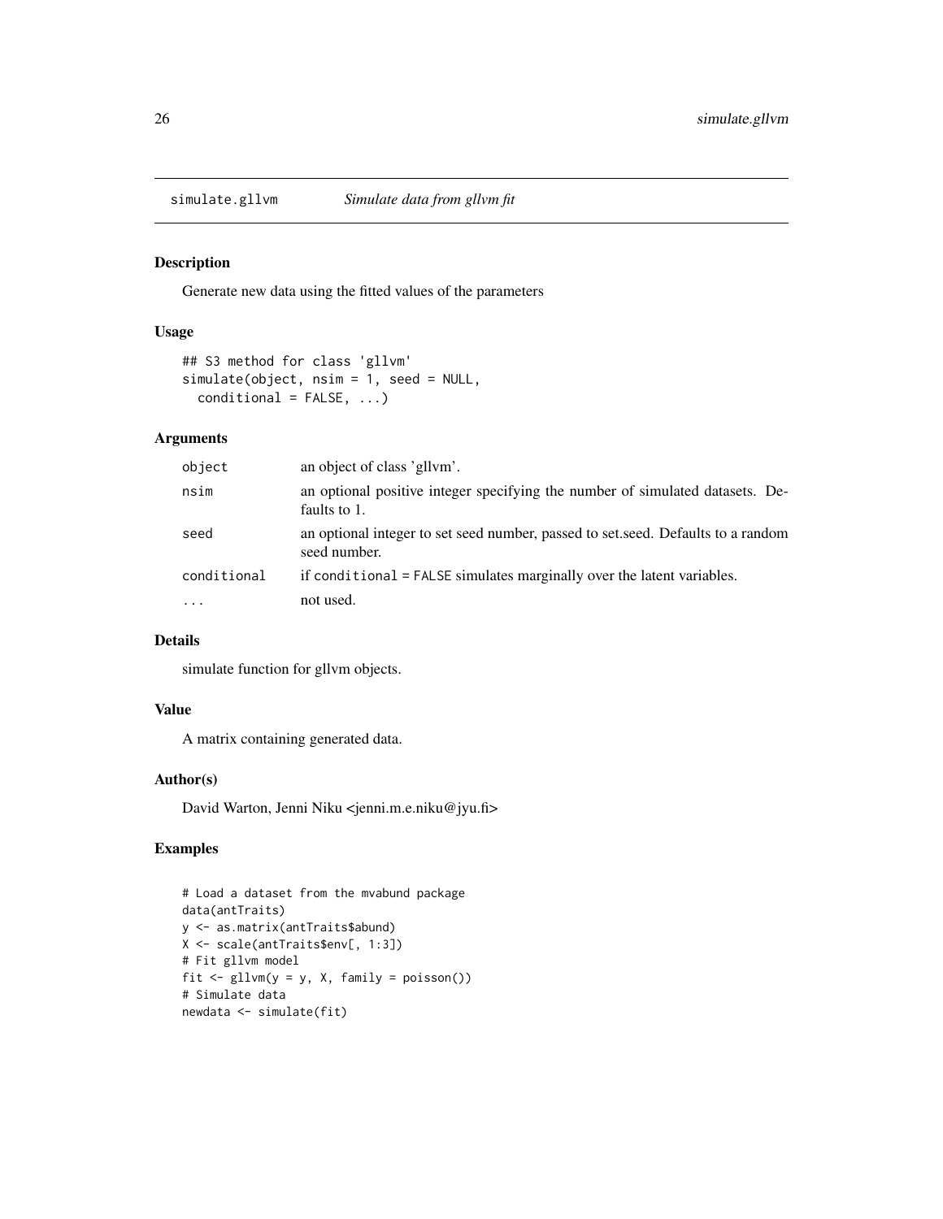simulate.gllvm *Simulate data from gllvm fit*

### Description

Generate new data using the fitted values of the parameters

### Usage

```
## S3 method for class 'gllvm'
simulate(object, nsim = 1, seed = NULL,
  conditional = FALSE, ...)
```

### Arguments

| | |
|---|---|
| object | an object of class 'gllvm'. |
| nsim | an optional positive integer specifying the number of simulated datasets. Defaults to 1. |
| seed | an optional integer to set seed number, passed to set.seed. Defaults to a random seed number. |
| conditional | if conditional = FALSE simulates marginally over the latent variables. |
| ... | not used. |

### Details

simulate function for gllvm objects.

### Value

A matrix containing generated data.

### Author(s)

David Warton, Jenni Niku <jenni.m.e.niku@jyu.fi>

### Examples

```
# Load a dataset from the mvabund package
data(antTraits)
y <- as.matrix(antTraits$abund)
X <- scale(antTraits$env[, 1:3])
# Fit gllvm model
fit <- gllvm(y = y, X, family = poisson())
# Simulate data
newdata <- simulate(fit)
```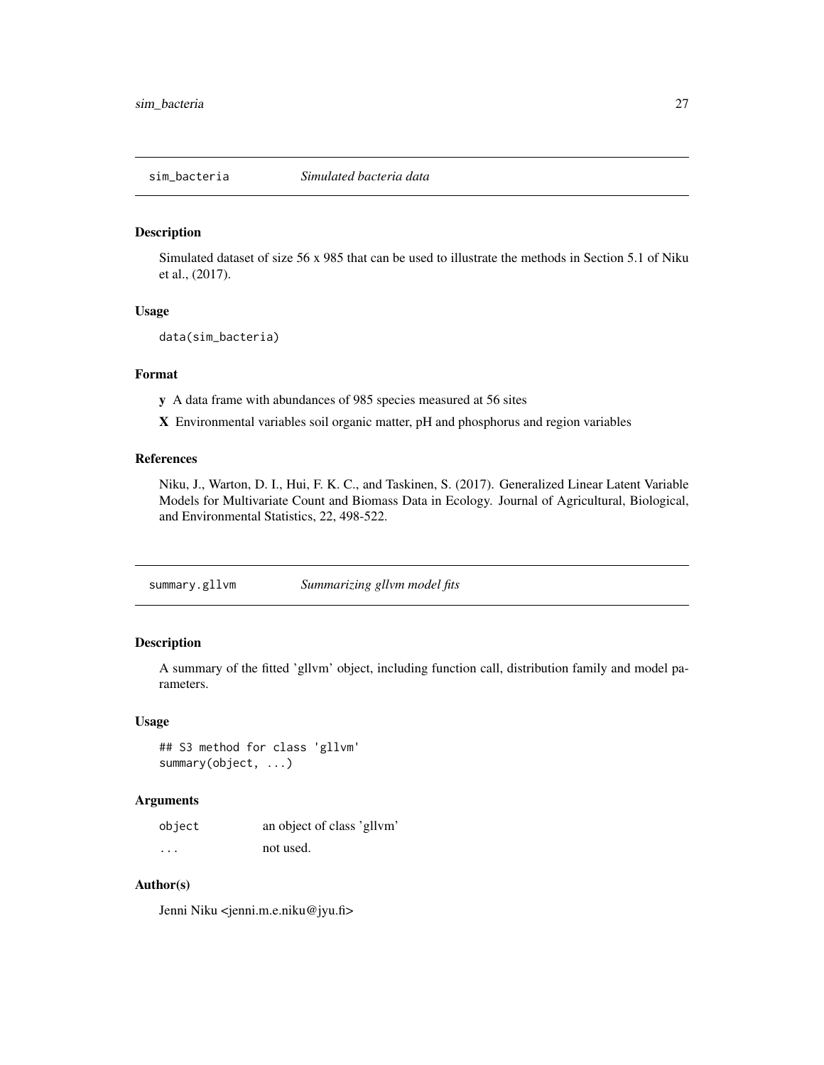## sim_bacteria *Simulated bacteria data*

### Description

Simulated dataset of size 56 x 985 that can be used to illustrate the methods in Section 5.1 of Niku et al., (2017).

### Usage

```
data(sim_bacteria)
```

### Format

**y** A data frame with abundances of 985 species measured at 56 sites

**X** Environmental variables soil organic matter, pH and phosphorus and region variables

### References

Niku, J., Warton, D. I., Hui, F. K. C., and Taskinen, S. (2017). Generalized Linear Latent Variable Models for Multivariate Count and Biomass Data in Ecology. Journal of Agricultural, Biological, and Environmental Statistics, 22, 498-522.

## summary.gllvm *Summarizing gllvm model fits*

### Description

A summary of the fitted 'gllvm' object, including function call, distribution family and model parameters.

### Usage

```
## S3 method for class 'gllvm'
summary(object, ...)
```

### Arguments

| | |
|---|---|
| object | an object of class 'gllvm' |
| ... | not used. |

### Author(s)

Jenni Niku <jenni.m.e.niku@jyu.fi>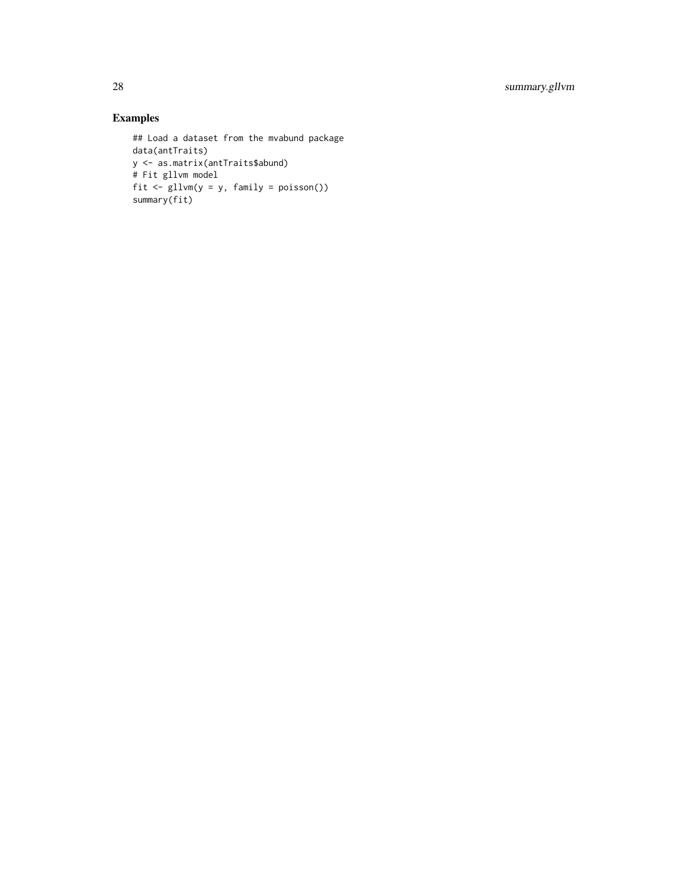## Examples

```
## Load a dataset from the mvabund package
data(antTraits)
y <- as.matrix(antTraits$abund)
# Fit gllvm model
fit <- gllvm(y = y, family = poisson())
summary(fit)
```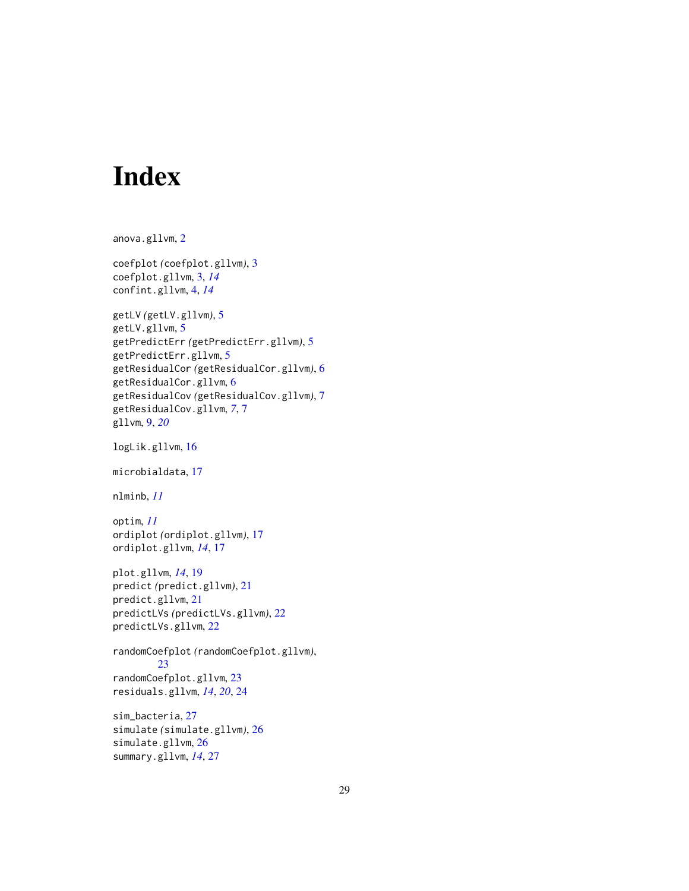# Index

anova.gllvm, 2

coefplot (coefplot.gllvm), 3
coefplot.gllvm, 3, *14*
confint.gllvm, 4, *14*

getLV (getLV.gllvm), 5
getLV.gllvm, 5
getPredictErr (getPredictErr.gllvm), 5
getPredictErr.gllvm, 5
getResidualCor (getResidualCor.gllvm), 6
getResidualCor.gllvm, 6
getResidualCov (getResidualCov.gllvm), 7
getResidualCov.gllvm, *7*, 7
gllvm, 9, *20*

logLik.gllvm, 16

microbialdata, 17

nlminb, *11*

optim, *11*
ordiplot (ordiplot.gllvm), 17
ordiplot.gllvm, *14*, 17

plot.gllvm, *14*, 19
predict (predict.gllvm), 21
predict.gllvm, 21
predictLVs (predictLVs.gllvm), 22
predictLVs.gllvm, 22

randomCoefplot (randomCoefplot.gllvm), 23
randomCoefplot.gllvm, 23
residuals.gllvm, *14*, *20*, 24

sim_bacteria, 27
simulate (simulate.gllvm), 26
simulate.gllvm, 26
summary.gllvm, *14*, 27